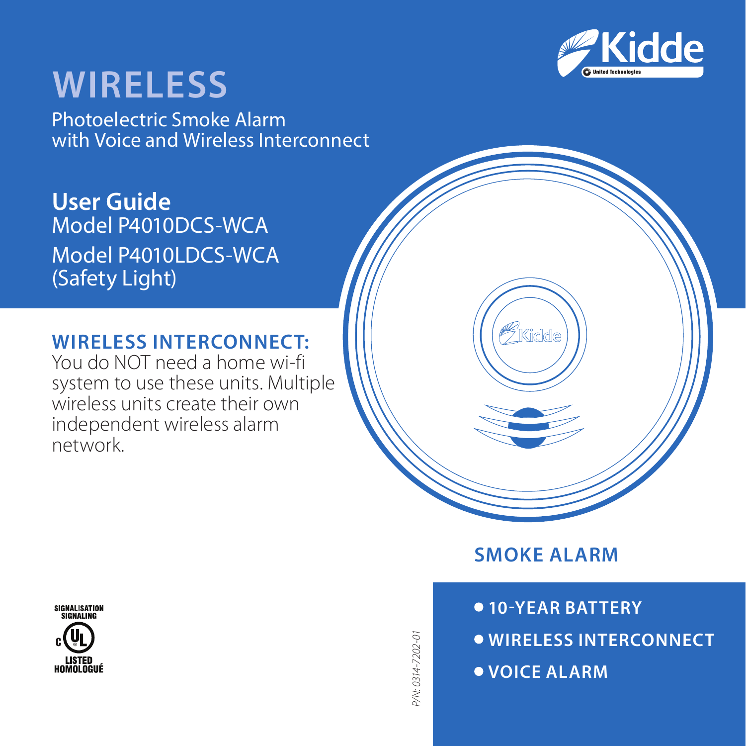Kidde
United Technologies

# WIRELESS

Photoelectric Smoke Alarm
with Voice and Wireless Interconnect

**User Guide**
Model P4010DCS-WCA
Model P4010LDCS-WCA
(Safety Light)

## WIRELESS INTERCONNECT:

You do NOT need a home wi-fi system to use these units. Multiple wireless units create their own independent wireless alarm network.

## SMOKE ALARM

- 10-YEAR BATTERY
- WIRELESS INTERCONNECT
- VOICE ALARM

SIGNALISATION
SIGNALING
c UL
LISTED
HOMOLOGUÉ

*P/N: 0314-7202-01*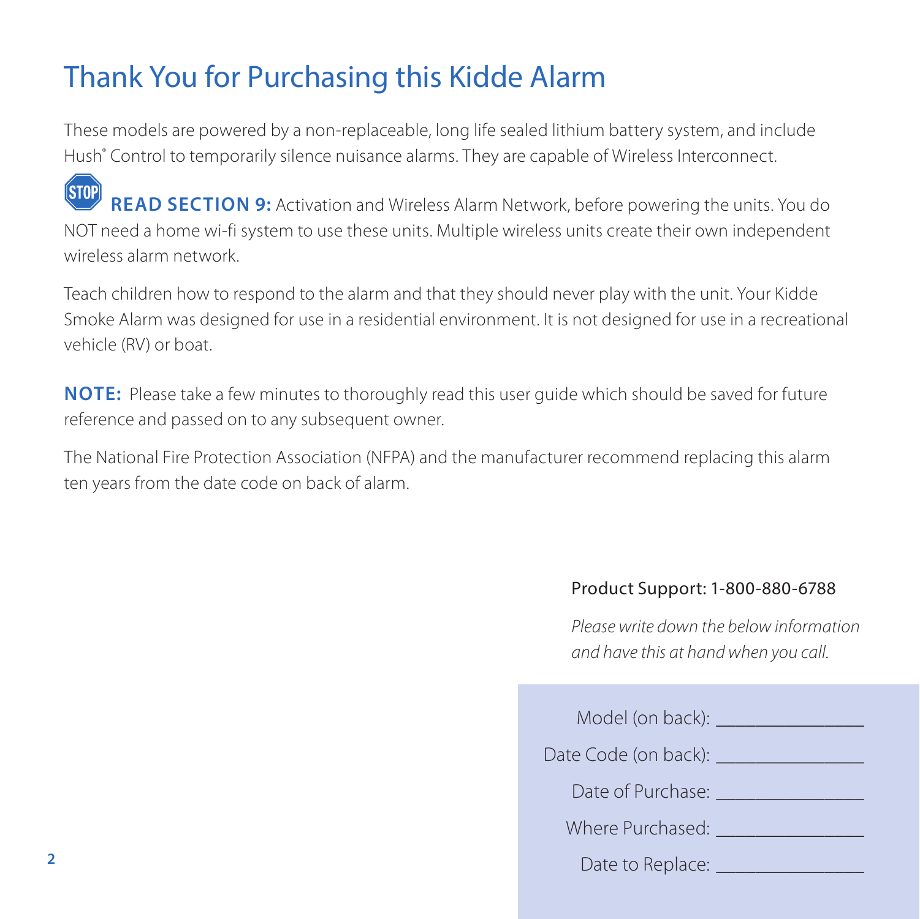# Thank You for Purchasing this Kidde Alarm

These models are powered by a non-replaceable, long life sealed lithium battery system, and include Hush® Control to temporarily silence nuisance alarms. They are capable of Wireless Interconnect.

STOP **READ SECTION 9:** Activation and Wireless Alarm Network, before powering the units. You do NOT need a home wi-fi system to use these units. Multiple wireless units create their own independent wireless alarm network.

Teach children how to respond to the alarm and that they should never play with the unit. Your Kidde Smoke Alarm was designed for use in a residential environment. It is not designed for use in a recreational vehicle (RV) or boat.

**NOTE:** Please take a few minutes to thoroughly read this user guide which should be saved for future reference and passed on to any subsequent owner.

The National Fire Protection Association (NFPA) and the manufacturer recommend replacing this alarm ten years from the date code on back of alarm.

Product Support: 1-800-880-6788

*Please write down the below information and have this at hand when you call.*

Model (on back): _______________

Date Code (on back): _______________

Date of Purchase: _______________

Where Purchased: _______________

Date to Replace: _______________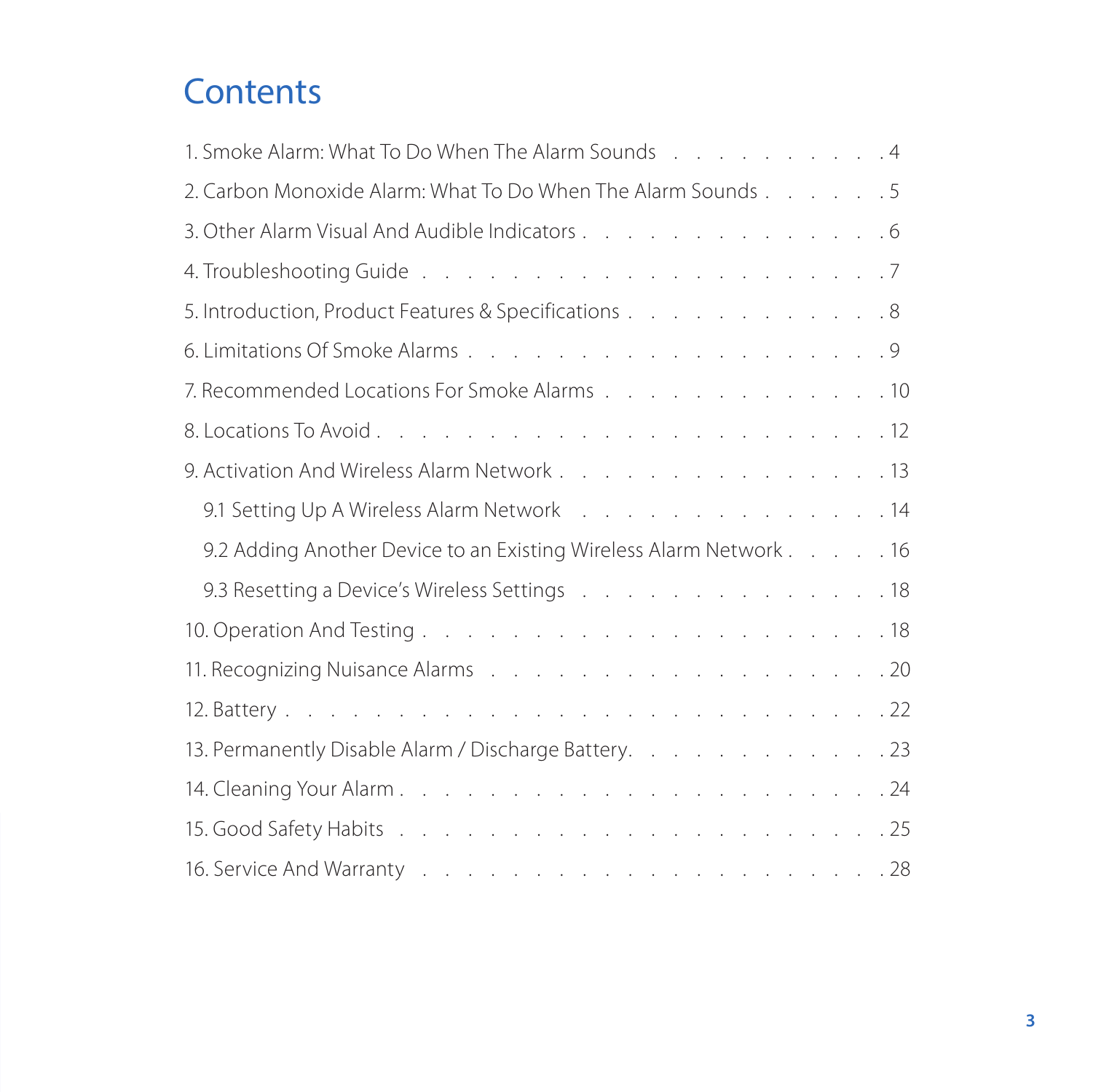# Contents

1. Smoke Alarm: What To Do When The Alarm Sounds . . . . . . . . . . . 4
2. Carbon Monoxide Alarm: What To Do When The Alarm Sounds . . . . . . 5
3. Other Alarm Visual And Audible Indicators . . . . . . . . . . . . . . . 6
4. Troubleshooting Guide . . . . . . . . . . . . . . . . . . . . . . . 7
5. Introduction, Product Features & Specifications . . . . . . . . . . . . 8
6. Limitations Of Smoke Alarms . . . . . . . . . . . . . . . . . . . . 9
7. Recommended Locations For Smoke Alarms . . . . . . . . . . . . . 10
8. Locations To Avoid . . . . . . . . . . . . . . . . . . . . . . . . 12
9. Activation And Wireless Alarm Network . . . . . . . . . . . . . . . 13
   - 9.1 Setting Up A Wireless Alarm Network . . . . . . . . . . . . . . 14
   - 9.2 Adding Another Device to an Existing Wireless Alarm Network . . . . . 16
   - 9.3 Resetting a Device's Wireless Settings . . . . . . . . . . . . . 18
10. Operation And Testing . . . . . . . . . . . . . . . . . . . . . . 18
11. Recognizing Nuisance Alarms . . . . . . . . . . . . . . . . . . . 20
12. Battery . . . . . . . . . . . . . . . . . . . . . . . . . . . . . 22
13. Permanently Disable Alarm / Discharge Battery. . . . . . . . . . . . 23
14. Cleaning Your Alarm . . . . . . . . . . . . . . . . . . . . . . . 24
15. Good Safety Habits . . . . . . . . . . . . . . . . . . . . . . . 25
16. Service And Warranty . . . . . . . . . . . . . . . . . . . . . . 28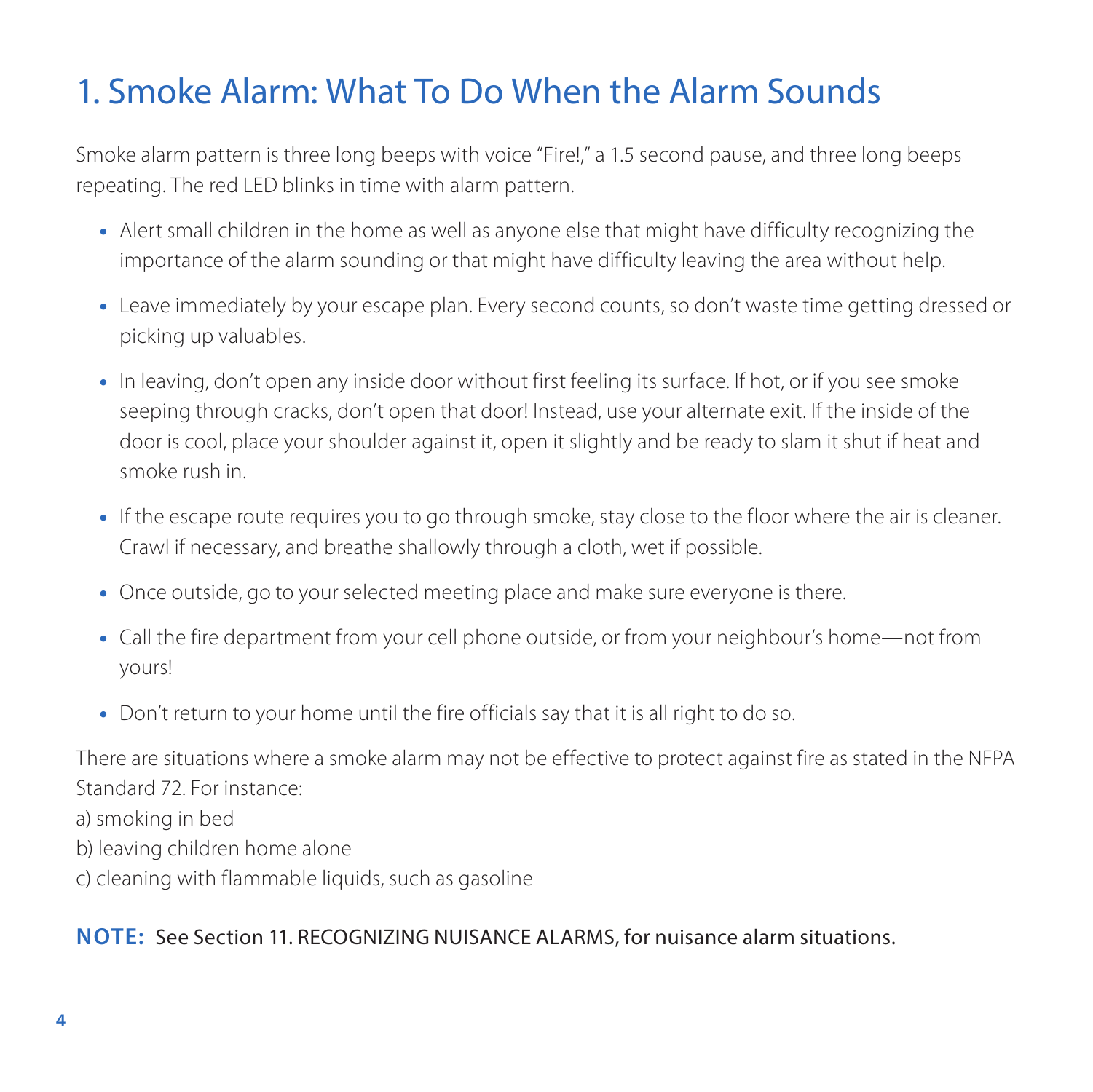# 1. Smoke Alarm: What To Do When the Alarm Sounds

Smoke alarm pattern is three long beeps with voice "Fire!," a 1.5 second pause, and three long beeps repeating. The red LED blinks in time with alarm pattern.

- Alert small children in the home as well as anyone else that might have difficulty recognizing the importance of the alarm sounding or that might have difficulty leaving the area without help.
- Leave immediately by your escape plan. Every second counts, so don't waste time getting dressed or picking up valuables.
- In leaving, don't open any inside door without first feeling its surface. If hot, or if you see smoke seeping through cracks, don't open that door! Instead, use your alternate exit. If the inside of the door is cool, place your shoulder against it, open it slightly and be ready to slam it shut if heat and smoke rush in.
- If the escape route requires you to go through smoke, stay close to the floor where the air is cleaner. Crawl if necessary, and breathe shallowly through a cloth, wet if possible.
- Once outside, go to your selected meeting place and make sure everyone is there.
- Call the fire department from your cell phone outside, or from your neighbour's home—not from yours!
- Don't return to your home until the fire officials say that it is all right to do so.

There are situations where a smoke alarm may not be effective to protect against fire as stated in the NFPA Standard 72. For instance:

a) smoking in bed

b) leaving children home alone

c) cleaning with flammable liquids, such as gasoline

**NOTE:** See Section 11. RECOGNIZING NUISANCE ALARMS, for nuisance alarm situations.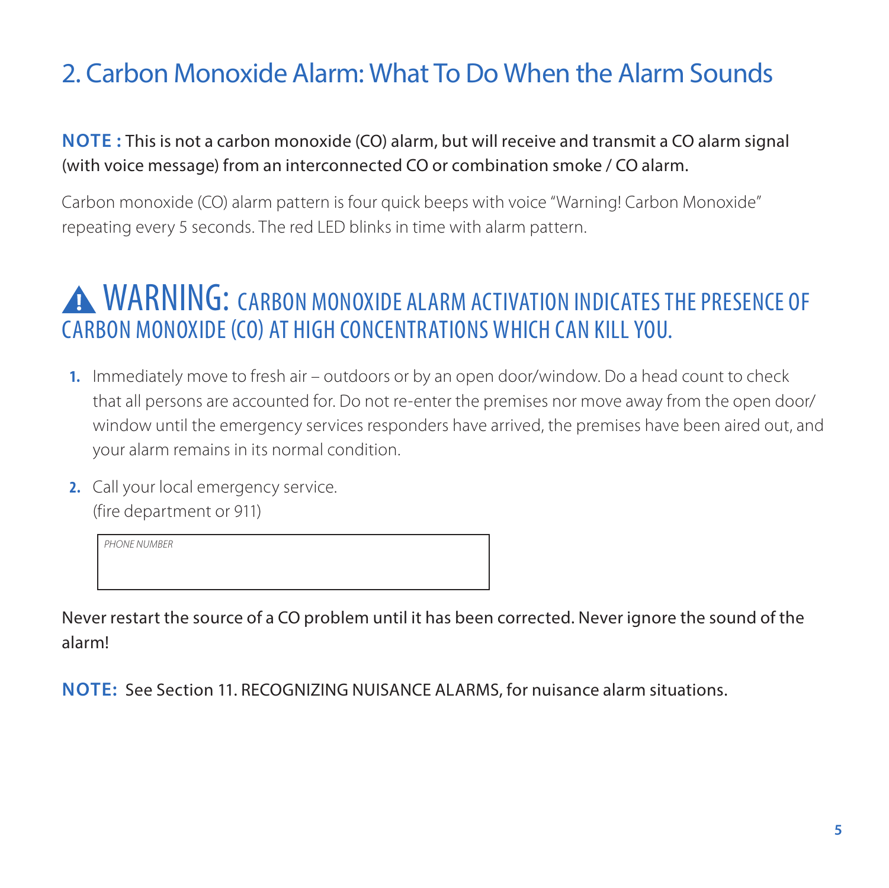## 2. Carbon Monoxide Alarm: What To Do When the Alarm Sounds

**NOTE :** This is not a carbon monoxide (CO) alarm, but will receive and transmit a CO alarm signal (with voice message) from an interconnected CO or combination smoke / CO alarm.

Carbon monoxide (CO) alarm pattern is four quick beeps with voice "Warning! Carbon Monoxide" repeating every 5 seconds. The red LED blinks in time with alarm pattern.

### ⚠ WARNING: CARBON MONOXIDE ALARM ACTIVATION INDICATES THE PRESENCE OF CARBON MONOXIDE (CO) AT HIGH CONCENTRATIONS WHICH CAN KILL YOU.

1. Immediately move to fresh air – outdoors or by an open door/window. Do a head count to check that all persons are accounted for. Do not re-enter the premises nor move away from the open door/window until the emergency services responders have arrived, the premises have been aired out, and your alarm remains in its normal condition.
2. Call your local emergency service. (fire department or 911)

| *PHONE NUMBER* |
| --- |
| |

Never restart the source of a CO problem until it has been corrected. Never ignore the sound of the alarm!

**NOTE:** See Section 11. RECOGNIZING NUISANCE ALARMS, for nuisance alarm situations.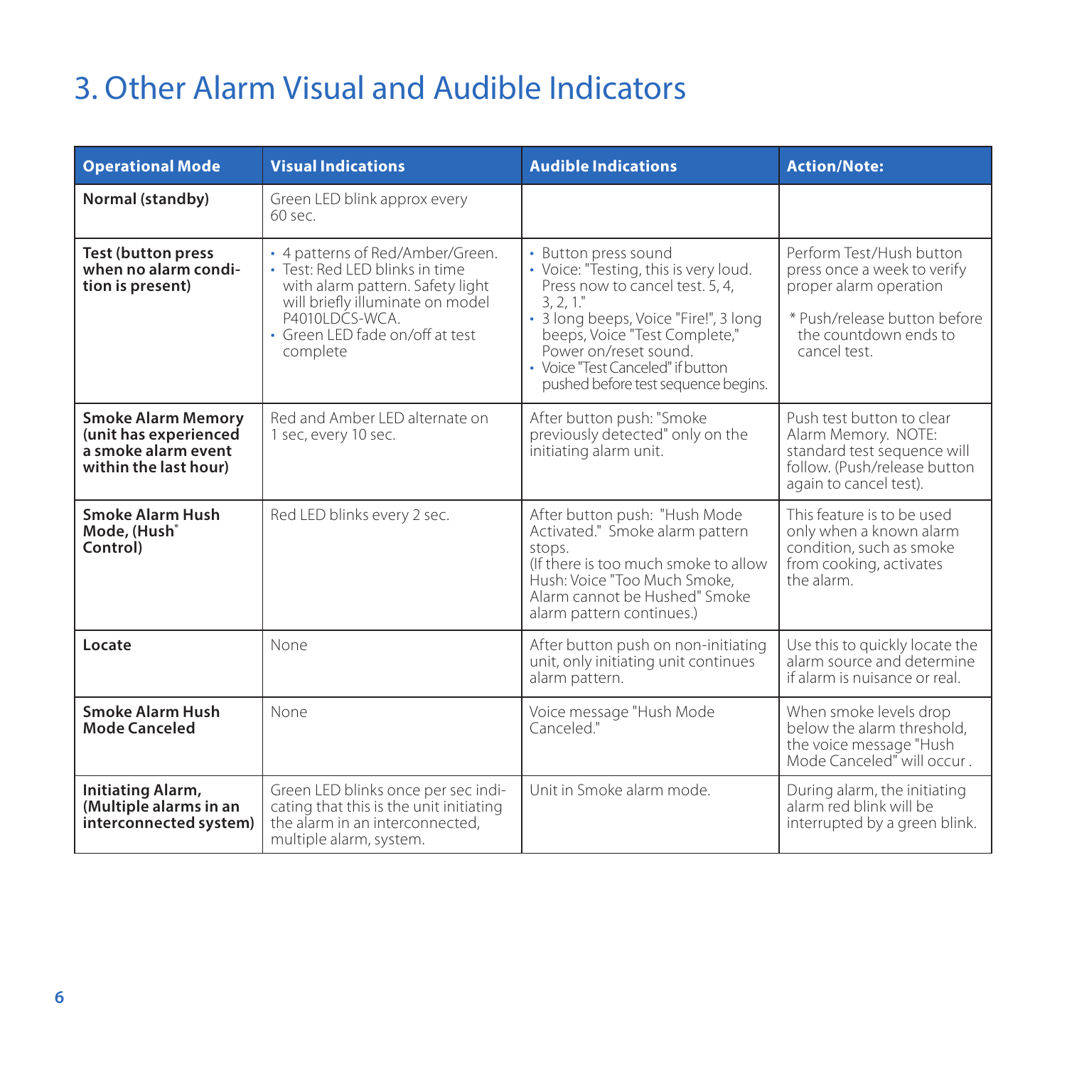# 3. Other Alarm Visual and Audible Indicators

| Operational Mode | Visual Indications | Audible Indications | Action/Note: |
|---|---|---|---|
| **Normal (standby)** | Green LED blink approx every 60 sec. | | |
| **Test (button press when no alarm condition is present)** | • 4 patterns of Red/Amber/Green.<br>• Test: Red LED blinks in time with alarm pattern. Safety light will briefly illuminate on model P4010LDCS-WCA.<br>• Green LED fade on/off at test complete | • Button press sound<br>• Voice: "Testing, this is very loud. Press now to cancel test. 5, 4, 3, 2, 1."<br>• 3 long beeps, Voice "Fire!", 3 long beeps, Voice "Test Complete," Power on/reset sound.<br>• Voice "Test Canceled" if button pushed before test sequence begins. | Perform Test/Hush button press once a week to verify proper alarm operation<br><br>* Push/release button before the countdown ends to cancel test. |
| **Smoke Alarm Memory (unit has experienced a smoke alarm event within the last hour)** | Red and Amber LED alternate on 1 sec, every 10 sec. | After button push: "Smoke previously detected" only on the initiating alarm unit. | Push test button to clear Alarm Memory. NOTE: standard test sequence will follow. (Push/release button again to cancel test). |
| **Smoke Alarm Hush Mode, (Hush® Control)** | Red LED blinks every 2 sec. | After button push: "Hush Mode Activated." Smoke alarm pattern stops.<br>(If there is too much smoke to allow Hush: Voice "Too Much Smoke, Alarm cannot be Hushed" Smoke alarm pattern continues.) | This feature is to be used only when a known alarm condition, such as smoke from cooking, activates the alarm. |
| **Locate** | None | After button push on non-initiating unit, only initiating unit continues alarm pattern. | Use this to quickly locate the alarm source and determine if alarm is nuisance or real. |
| **Smoke Alarm Hush Mode Canceled** | None | Voice message "Hush Mode Canceled." | When smoke levels drop below the alarm threshold, the voice message "Hush Mode Canceled" will occur . |
| **Initiating Alarm, (Multiple alarms in an interconnected system)** | Green LED blinks once per sec indicating that this is the unit initiating the alarm in an interconnected, multiple alarm, system. | Unit in Smoke alarm mode. | During alarm, the initiating alarm red blink will be interrupted by a green blink. |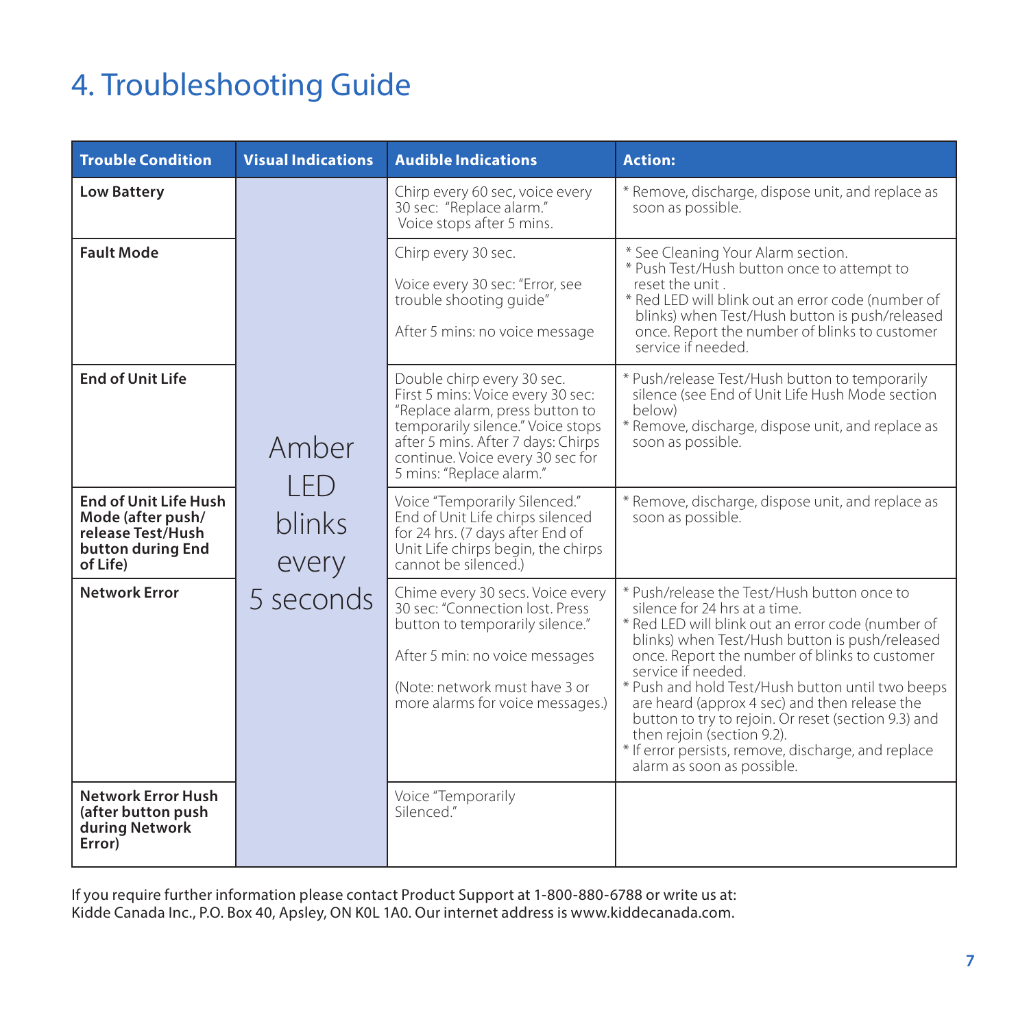# 4. Troubleshooting Guide

| Trouble Condition | Visual Indications | Audible Indications | Action: |
|---|---|---|---|
| **Low Battery** | Amber LED blinks every 5 seconds | Chirp every 60 sec, voice every 30 sec: "Replace alarm." Voice stops after 5 mins. | * Remove, discharge, dispose unit, and replace as soon as possible. |
| **Fault Mode** | Amber LED blinks every 5 seconds | Chirp every 30 sec.<br><br>Voice every 30 sec: "Error, see trouble shooting guide"<br><br>After 5 mins: no voice message | * See Cleaning Your Alarm section.<br>* Push Test/Hush button once to attempt to reset the unit .<br>* Red LED will blink out an error code (number of blinks) when Test/Hush button is push/released once. Report the number of blinks to customer service if needed. |
| **End of Unit Life** | Amber LED blinks every 5 seconds | Double chirp every 30 sec. First 5 mins: Voice every 30 sec: "Replace alarm, press button to temporarily silence." Voice stops after 5 mins. After 7 days: Chirps continue. Voice every 30 sec for 5 mins: "Replace alarm." | * Push/release Test/Hush button to temporarily silence (see End of Unit Life Hush Mode section below)<br>* Remove, discharge, dispose unit, and replace as soon as possible. |
| **End of Unit Life Hush Mode (after push/ release Test/Hush button during End of Life)** | Amber LED blinks every 5 seconds | Voice "Temporarily Silenced." End of Unit Life chirps silenced for 24 hrs. (7 days after End of Unit Life chirps begin, the chirps cannot be silenced.) | * Remove, discharge, dispose unit, and replace as soon as possible. |
| **Network Error** | Amber LED blinks every 5 seconds | Chime every 30 secs. Voice every 30 sec: "Connection lost. Press button to temporarily silence."<br><br>After 5 min: no voice messages<br><br>(Note: network must have 3 or more alarms for voice messages.) | * Push/release the Test/Hush button once to silence for 24 hrs at a time.<br>* Red LED will blink out an error code (number of blinks) when Test/Hush button is push/released once. Report the number of blinks to customer service if needed.<br>* Push and hold Test/Hush button until two beeps are heard (approx 4 sec) and then release the button to try to rejoin. Or reset (section 9.3) and then rejoin (section 9.2).<br>* If error persists, remove, discharge, and replace alarm as soon as possible. |
| **Network Error Hush (after button push during Network Error)** | Amber LED blinks every 5 seconds | Voice "Temporarily Silenced." | |

If you require further information please contact Product Support at 1-800-880-6788 or write us at:
Kidde Canada Inc., P.O. Box 40, Apsley, ON K0L 1A0. Our internet address is www.kiddecanada.com.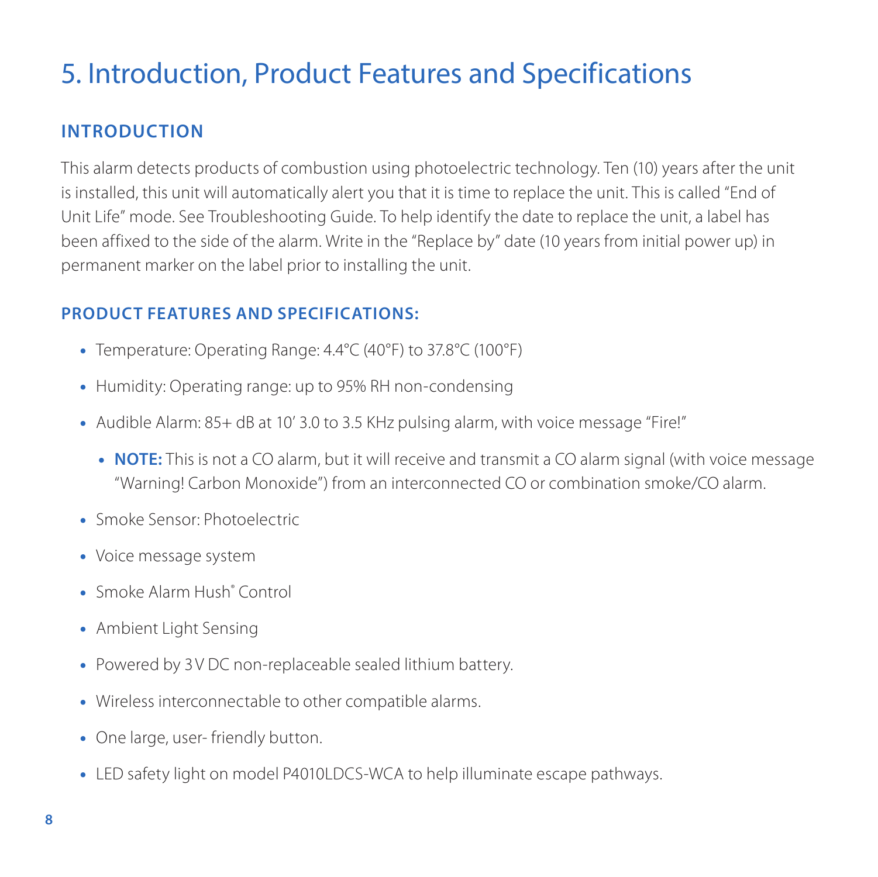# 5. Introduction, Product Features and Specifications

## INTRODUCTION

This alarm detects products of combustion using photoelectric technology. Ten (10) years after the unit is installed, this unit will automatically alert you that it is time to replace the unit. This is called "End of Unit Life" mode. See Troubleshooting Guide. To help identify the date to replace the unit, a label has been affixed to the side of the alarm. Write in the "Replace by" date (10 years from initial power up) in permanent marker on the label prior to installing the unit.

## PRODUCT FEATURES AND SPECIFICATIONS:

- Temperature: Operating Range: 4.4°C (40°F) to 37.8°C (100°F)
- Humidity: Operating range: up to 95% RH non-condensing
- Audible Alarm: 85+ dB at 10' 3.0 to 3.5 KHz pulsing alarm, with voice message "Fire!"
  - **NOTE:** This is not a CO alarm, but it will receive and transmit a CO alarm signal (with voice message "Warning! Carbon Monoxide") from an interconnected CO or combination smoke/CO alarm.
- Smoke Sensor: Photoelectric
- Voice message system
- Smoke Alarm Hush® Control
- Ambient Light Sensing
- Powered by 3V DC non-replaceable sealed lithium battery.
- Wireless interconnectable to other compatible alarms.
- One large, user- friendly button.
- LED safety light on model P4010LDCS-WCA to help illuminate escape pathways.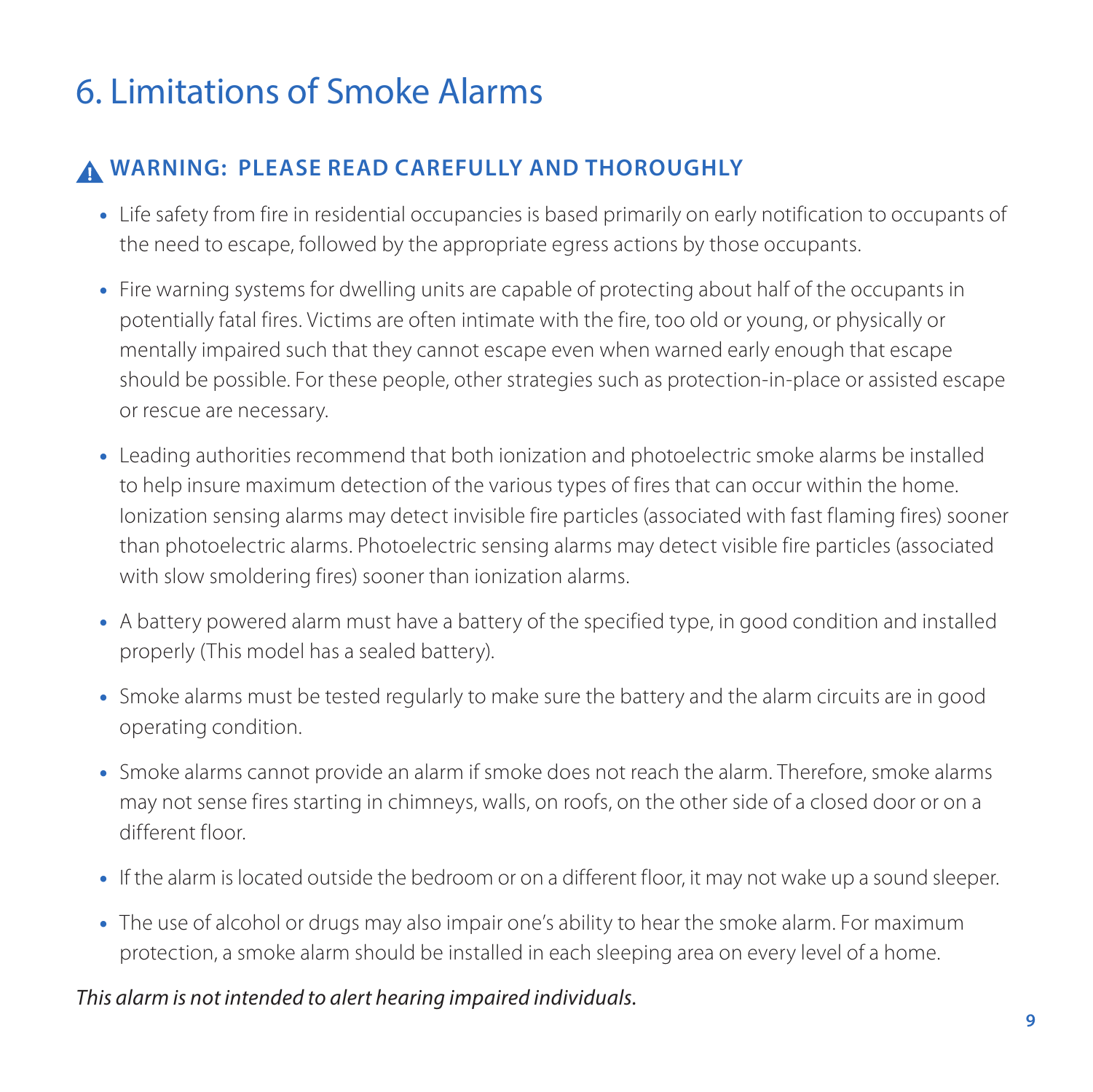# 6. Limitations of Smoke Alarms

### ⚠ WARNING: PLEASE READ CAREFULLY AND THOROUGHLY

- Life safety from fire in residential occupancies is based primarily on early notification to occupants of the need to escape, followed by the appropriate egress actions by those occupants.
- Fire warning systems for dwelling units are capable of protecting about half of the occupants in potentially fatal fires. Victims are often intimate with the fire, too old or young, or physically or mentally impaired such that they cannot escape even when warned early enough that escape should be possible. For these people, other strategies such as protection-in-place or assisted escape or rescue are necessary.
- Leading authorities recommend that both ionization and photoelectric smoke alarms be installed to help insure maximum detection of the various types of fires that can occur within the home. Ionization sensing alarms may detect invisible fire particles (associated with fast flaming fires) sooner than photoelectric alarms. Photoelectric sensing alarms may detect visible fire particles (associated with slow smoldering fires) sooner than ionization alarms.
- A battery powered alarm must have a battery of the specified type, in good condition and installed properly (This model has a sealed battery).
- Smoke alarms must be tested regularly to make sure the battery and the alarm circuits are in good operating condition.
- Smoke alarms cannot provide an alarm if smoke does not reach the alarm. Therefore, smoke alarms may not sense fires starting in chimneys, walls, on roofs, on the other side of a closed door or on a different floor.
- If the alarm is located outside the bedroom or on a different floor, it may not wake up a sound sleeper.
- The use of alcohol or drugs may also impair one's ability to hear the smoke alarm. For maximum protection, a smoke alarm should be installed in each sleeping area on every level of a home.

*This alarm is not intended to alert hearing impaired individuals.*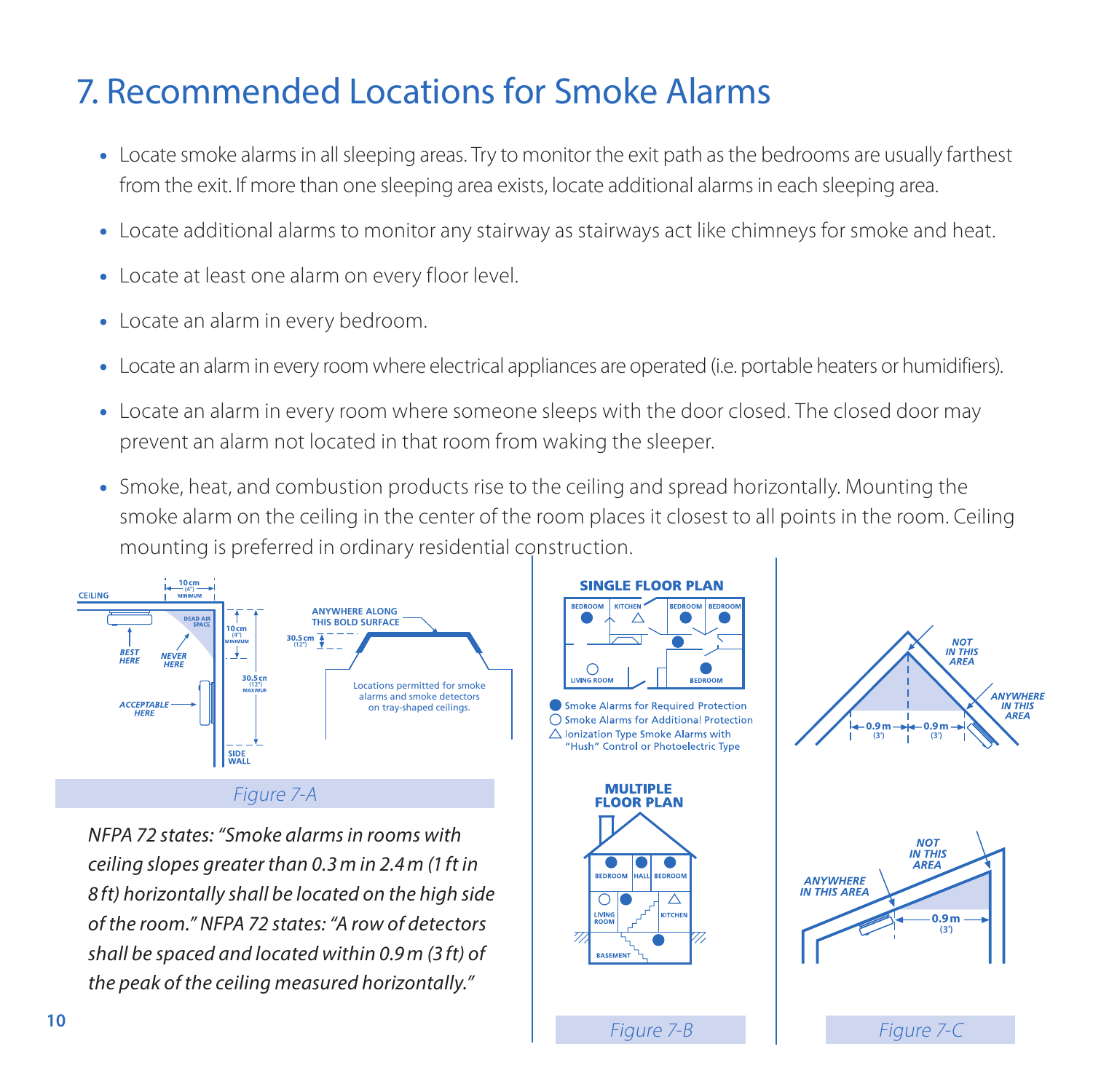# 7. Recommended Locations for Smoke Alarms

- Locate smoke alarms in all sleeping areas. Try to monitor the exit path as the bedrooms are usually farthest from the exit. If more than one sleeping area exists, locate additional alarms in each sleeping area.
- Locate additional alarms to monitor any stairway as stairways act like chimneys for smoke and heat.
- Locate at least one alarm on every floor level.
- Locate an alarm in every bedroom.
- Locate an alarm in every room where electrical appliances are operated (i.e. portable heaters or humidifiers).
- Locate an alarm in every room where someone sleeps with the door closed. The closed door may prevent an alarm not located in that room from waking the sleeper.
- Smoke, heat, and combustion products rise to the ceiling and spread horizontally. Mounting the smoke alarm on the ceiling in the center of the room places it closest to all points in the room. Ceiling mounting is preferred in ordinary residential construction.

Figure 7-A

*NFPA 72 states: "Smoke alarms in rooms with ceiling slopes greater than 0.3 m in 2.4 m (1 ft in 8 ft) horizontally shall be located on the high side of the room." NFPA 72 states: "A row of detectors shall be spaced and located within 0.9 m (3 ft) of the peak of the ceiling measured horizontally."*

Figure 7-B

Figure 7-C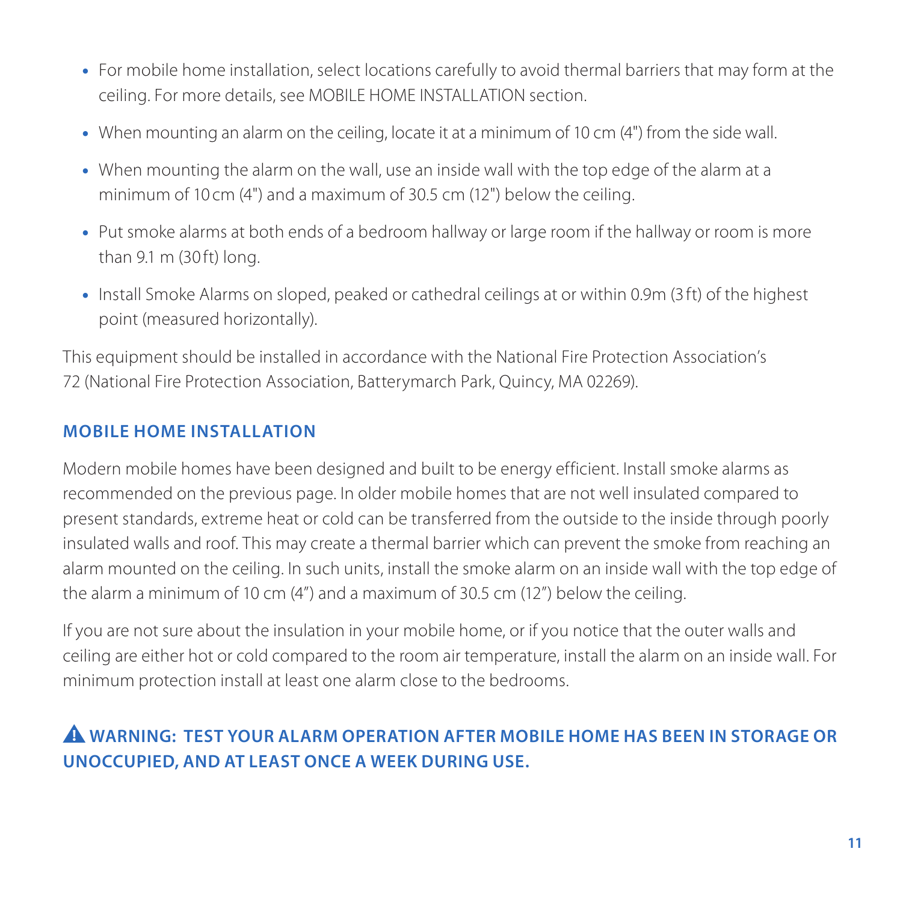- For mobile home installation, select locations carefully to avoid thermal barriers that may form at the ceiling. For more details, see MOBILE HOME INSTALLATION section.
- When mounting an alarm on the ceiling, locate it at a minimum of 10 cm (4") from the side wall.
- When mounting the alarm on the wall, use an inside wall with the top edge of the alarm at a minimum of 10 cm (4") and a maximum of 30.5 cm (12") below the ceiling.
- Put smoke alarms at both ends of a bedroom hallway or large room if the hallway or room is more than 9.1 m (30 ft) long.
- Install Smoke Alarms on sloped, peaked or cathedral ceilings at or within 0.9m (3 ft) of the highest point (measured horizontally).

This equipment should be installed in accordance with the National Fire Protection Association's 72 (National Fire Protection Association, Batterymarch Park, Quincy, MA 02269).

## MOBILE HOME INSTALLATION

Modern mobile homes have been designed and built to be energy efficient. Install smoke alarms as recommended on the previous page. In older mobile homes that are not well insulated compared to present standards, extreme heat or cold can be transferred from the outside to the inside through poorly insulated walls and roof. This may create a thermal barrier which can prevent the smoke from reaching an alarm mounted on the ceiling. In such units, install the smoke alarm on an inside wall with the top edge of the alarm a minimum of 10 cm (4") and a maximum of 30.5 cm (12") below the ceiling.

If you are not sure about the insulation in your mobile home, or if you notice that the outer walls and ceiling are either hot or cold compared to the room air temperature, install the alarm on an inside wall. For minimum protection install at least one alarm close to the bedrooms.

**⚠ WARNING: TEST YOUR ALARM OPERATION AFTER MOBILE HOME HAS BEEN IN STORAGE OR UNOCCUPIED, AND AT LEAST ONCE A WEEK DURING USE.**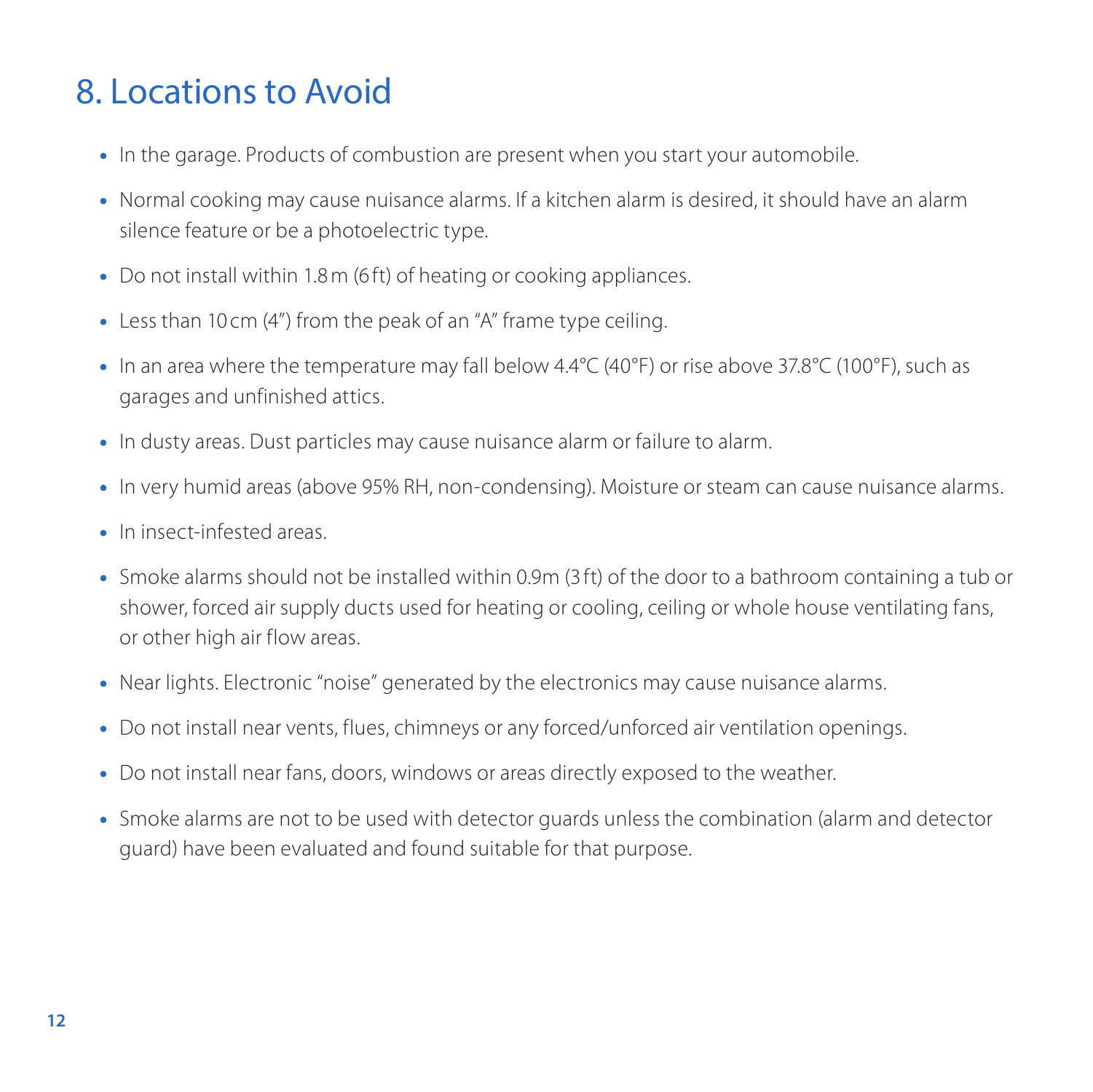## 8. Locations to Avoid

- In the garage. Products of combustion are present when you start your automobile.
- Normal cooking may cause nuisance alarms. If a kitchen alarm is desired, it should have an alarm silence feature or be a photoelectric type.
- Do not install within 1.8 m (6 ft) of heating or cooking appliances.
- Less than 10 cm (4") from the peak of an "A" frame type ceiling.
- In an area where the temperature may fall below 4.4°C (40°F) or rise above 37.8°C (100°F), such as garages and unfinished attics.
- In dusty areas. Dust particles may cause nuisance alarm or failure to alarm.
- In very humid areas (above 95% RH, non-condensing). Moisture or steam can cause nuisance alarms.
- In insect-infested areas.
- Smoke alarms should not be installed within 0.9m (3 ft) of the door to a bathroom containing a tub or shower, forced air supply ducts used for heating or cooling, ceiling or whole house ventilating fans, or other high air flow areas.
- Near lights. Electronic "noise" generated by the electronics may cause nuisance alarms.
- Do not install near vents, flues, chimneys or any forced/unforced air ventilation openings.
- Do not install near fans, doors, windows or areas directly exposed to the weather.
- Smoke alarms are not to be used with detector guards unless the combination (alarm and detector guard) have been evaluated and found suitable for that purpose.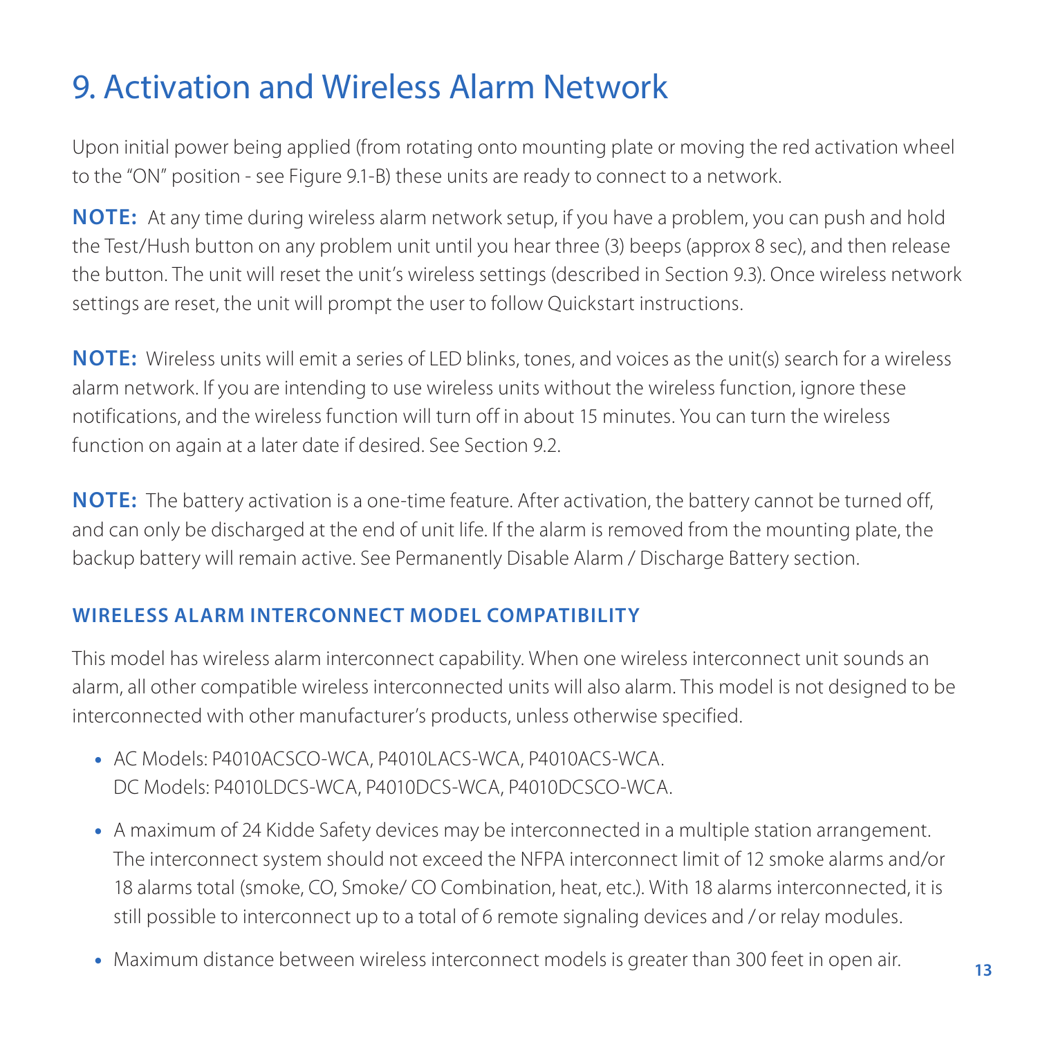# 9. Activation and Wireless Alarm Network

Upon initial power being applied (from rotating onto mounting plate or moving the red activation wheel to the "ON" position - see Figure 9.1-B) these units are ready to connect to a network.

**NOTE:** At any time during wireless alarm network setup, if you have a problem, you can push and hold the Test/Hush button on any problem unit until you hear three (3) beeps (approx 8 sec), and then release the button. The unit will reset the unit's wireless settings (described in Section 9.3). Once wireless network settings are reset, the unit will prompt the user to follow Quickstart instructions.

**NOTE:** Wireless units will emit a series of LED blinks, tones, and voices as the unit(s) search for a wireless alarm network. If you are intending to use wireless units without the wireless function, ignore these notifications, and the wireless function will turn off in about 15 minutes. You can turn the wireless function on again at a later date if desired. See Section 9.2.

**NOTE:** The battery activation is a one-time feature. After activation, the battery cannot be turned off, and can only be discharged at the end of unit life. If the alarm is removed from the mounting plate, the backup battery will remain active. See Permanently Disable Alarm / Discharge Battery section.

### WIRELESS ALARM INTERCONNECT MODEL COMPATIBILITY

This model has wireless alarm interconnect capability. When one wireless interconnect unit sounds an alarm, all other compatible wireless interconnected units will also alarm. This model is not designed to be interconnected with other manufacturer's products, unless otherwise specified.

- AC Models: P4010ACSCO-WCA, P4010LACS-WCA, P4010ACS-WCA.
  DC Models: P4010LDCS-WCA, P4010DCS-WCA, P4010DCSCO-WCA.
- A maximum of 24 Kidde Safety devices may be interconnected in a multiple station arrangement. The interconnect system should not exceed the NFPA interconnect limit of 12 smoke alarms and/or 18 alarms total (smoke, CO, Smoke/ CO Combination, heat, etc.). With 18 alarms interconnected, it is still possible to interconnect up to a total of 6 remote signaling devices and / or relay modules.
- Maximum distance between wireless interconnect models is greater than 300 feet in open air.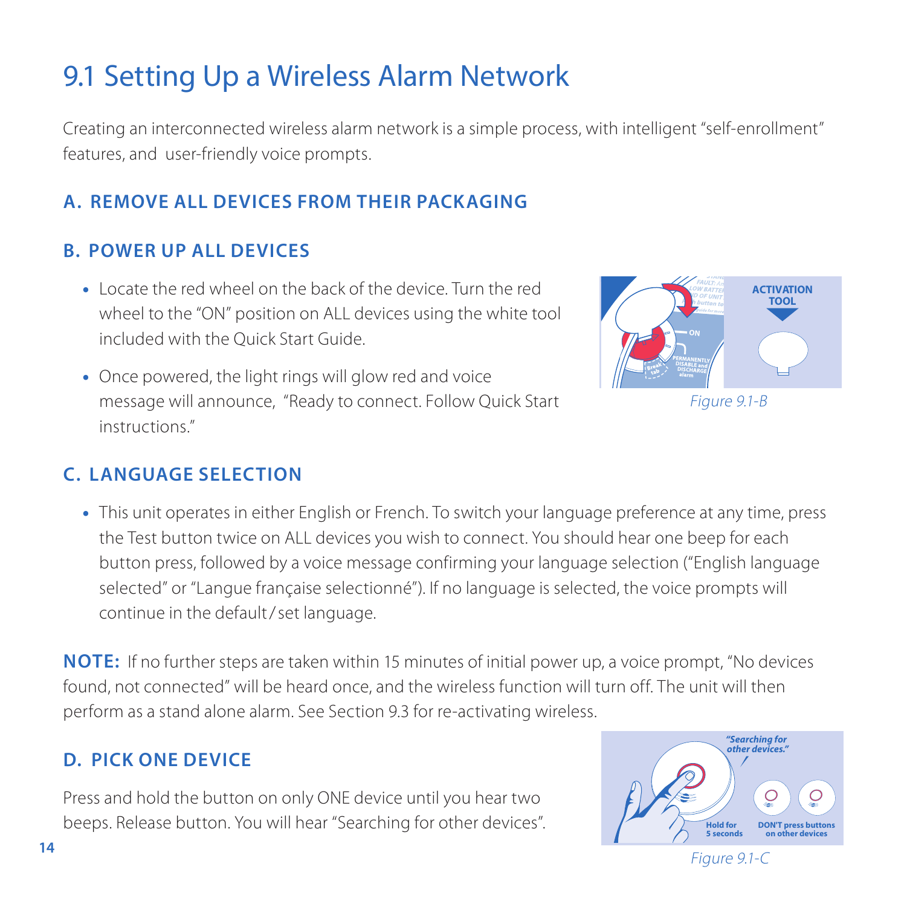# 9.1 Setting Up a Wireless Alarm Network

Creating an interconnected wireless alarm network is a simple process, with intelligent "self-enrollment" features, and user-friendly voice prompts.

## A. REMOVE ALL DEVICES FROM THEIR PACKAGING

## B. POWER UP ALL DEVICES

- Locate the red wheel on the back of the device. Turn the red wheel to the "ON" position on ALL devices using the white tool included with the Quick Start Guide.
- Once powered, the light rings will glow red and voice message will announce, "Ready to connect. Follow Quick Start instructions."

*Figure 9.1-B*

## C. LANGUAGE SELECTION

- This unit operates in either English or French. To switch your language preference at any time, press the Test button twice on ALL devices you wish to connect. You should hear one beep for each button press, followed by a voice message confirming your language selection ("English language selected" or "Langue française selectionné"). If no language is selected, the voice prompts will continue in the default/set language.

**NOTE:** If no further steps are taken within 15 minutes of initial power up, a voice prompt, "No devices found, not connected" will be heard once, and the wireless function will turn off. The unit will then perform as a stand alone alarm. See Section 9.3 for re-activating wireless.

## D. PICK ONE DEVICE

Press and hold the button on only ONE device until you hear two beeps. Release button. You will hear "Searching for other devices".

*Figure 9.1-C*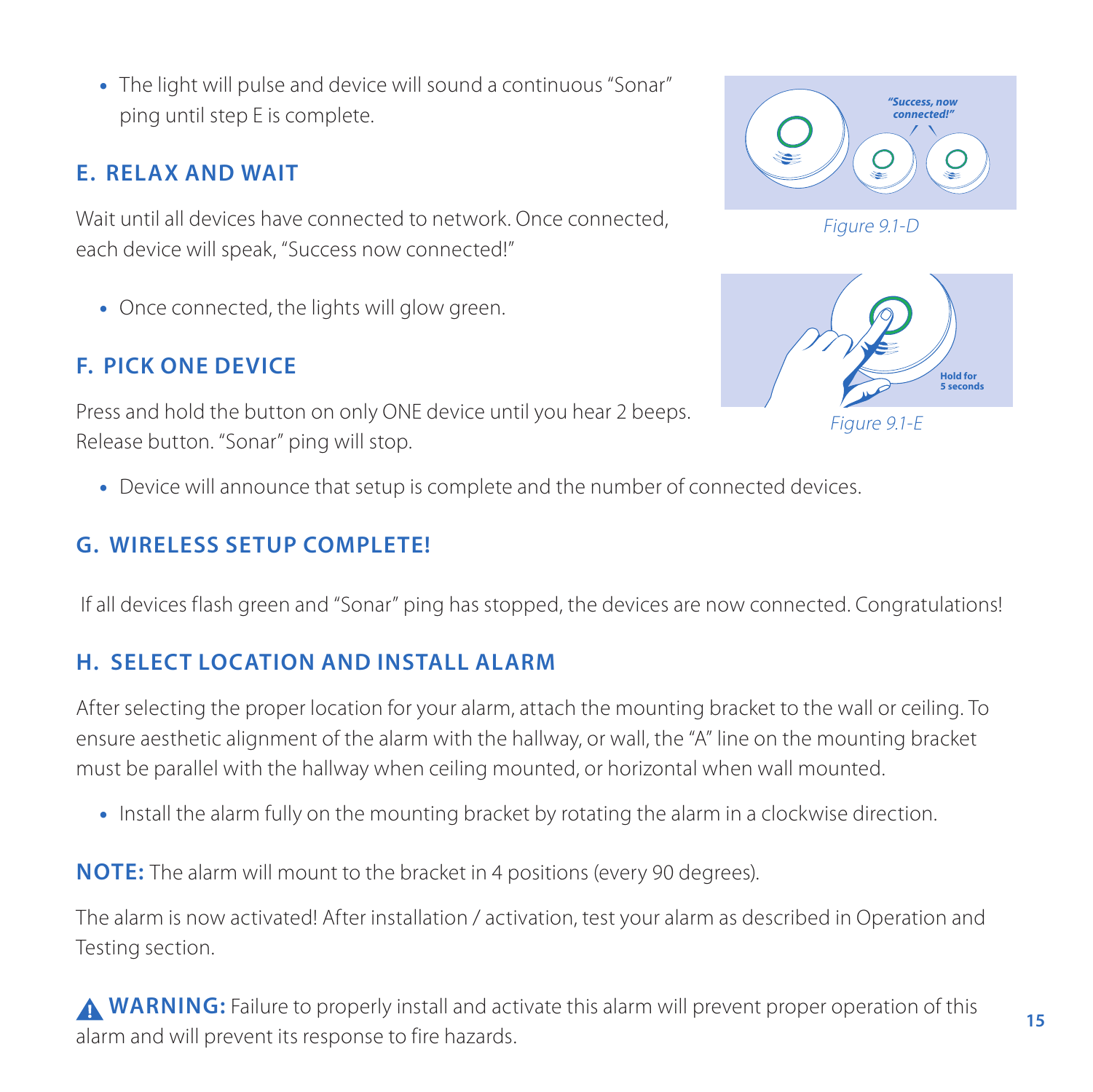- The light will pulse and device will sound a continuous "Sonar" ping until step E is complete.

## E. RELAX AND WAIT

Wait until all devices have connected to network. Once connected, each device will speak, "Success now connected!"

- Once connected, the lights will glow green.

*Figure 9.1-D*

## F. PICK ONE DEVICE

Press and hold the button on only ONE device until you hear 2 beeps. Release button. "Sonar" ping will stop.

- Device will announce that setup is complete and the number of connected devices.

*Figure 9.1-E*

## G. WIRELESS SETUP COMPLETE!

If all devices flash green and "Sonar" ping has stopped, the devices are now connected. Congratulations!

## H. SELECT LOCATION AND INSTALL ALARM

After selecting the proper location for your alarm, attach the mounting bracket to the wall or ceiling. To ensure aesthetic alignment of the alarm with the hallway, or wall, the "A" line on the mounting bracket must be parallel with the hallway when ceiling mounted, or horizontal when wall mounted.

- Install the alarm fully on the mounting bracket by rotating the alarm in a clockwise direction.

**NOTE:** The alarm will mount to the bracket in 4 positions (every 90 degrees).

The alarm is now activated! After installation / activation, test your alarm as described in Operation and Testing section.

⚠ **WARNING:** Failure to properly install and activate this alarm will prevent proper operation of this alarm and will prevent its response to fire hazards.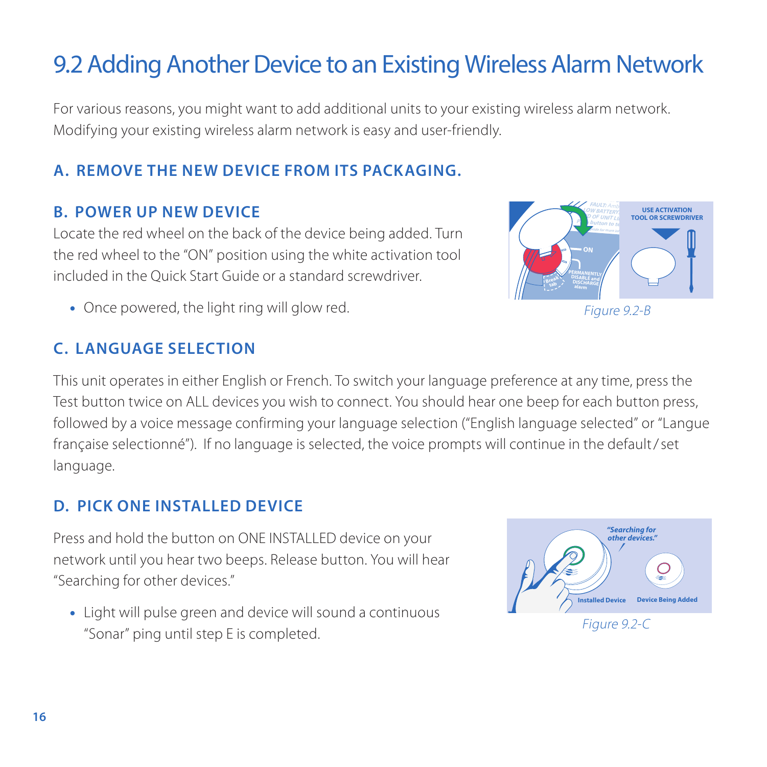# 9.2 Adding Another Device to an Existing Wireless Alarm Network

For various reasons, you might want to add additional units to your existing wireless alarm network. Modifying your existing wireless alarm network is easy and user-friendly.

## A. REMOVE THE NEW DEVICE FROM ITS PACKAGING.

## B. POWER UP NEW DEVICE

Locate the red wheel on the back of the device being added. Turn the red wheel to the "ON" position using the white activation tool included in the Quick Start Guide or a standard screwdriver.

- Once powered, the light ring will glow red.

*Figure 9.2-B*

## C. LANGUAGE SELECTION

This unit operates in either English or French. To switch your language preference at any time, press the Test button twice on ALL devices you wish to connect. You should hear one beep for each button press, followed by a voice message confirming your language selection ("English language selected" or "Langue française selectionné"). If no language is selected, the voice prompts will continue in the default / set language.

## D. PICK ONE INSTALLED DEVICE

Press and hold the button on ONE INSTALLED device on your network until you hear two beeps. Release button. You will hear "Searching for other devices."

- Light will pulse green and device will sound a continuous "Sonar" ping until step E is completed.

*Figure 9.2-C*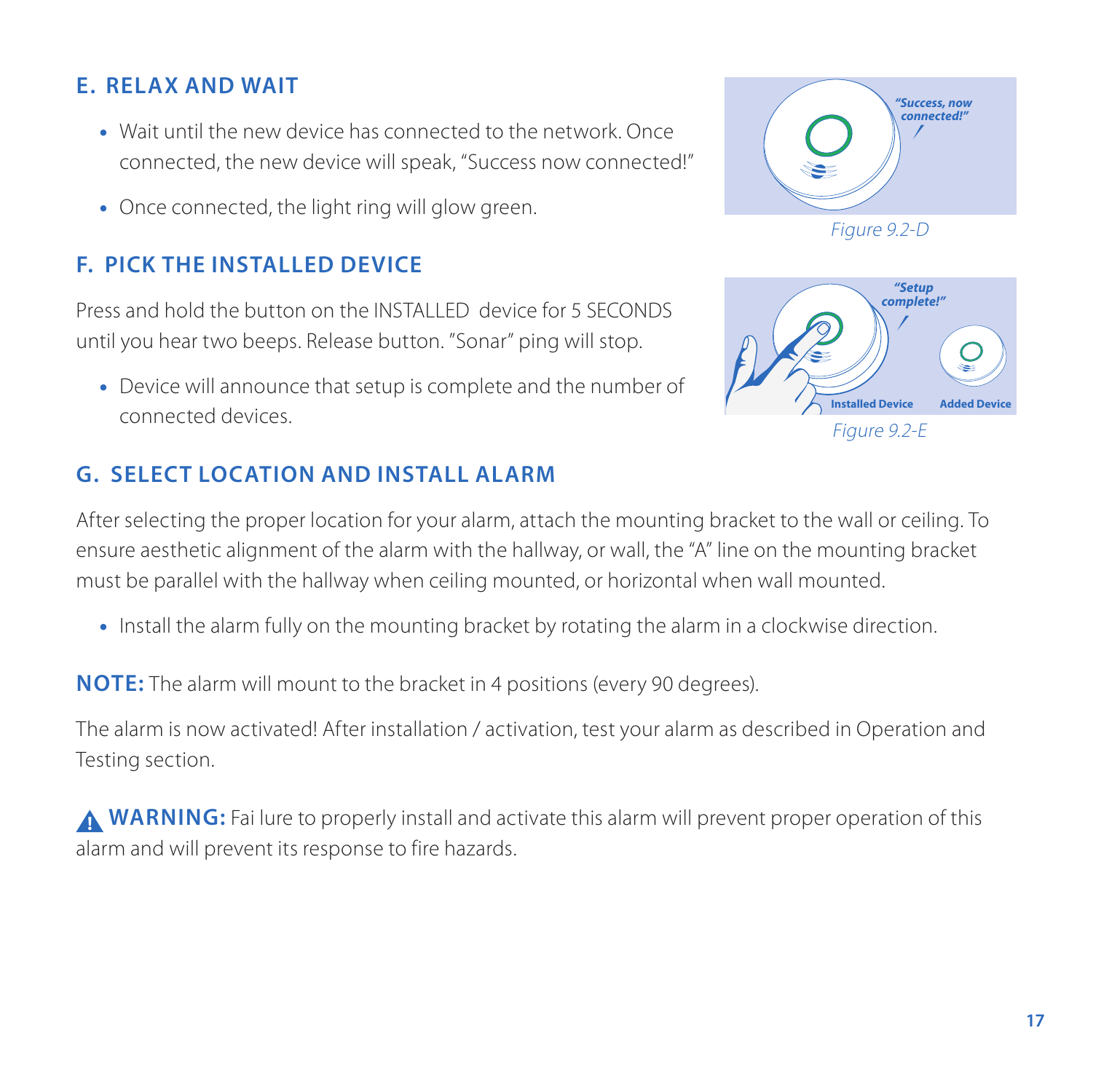## E. RELAX AND WAIT

- Wait until the new device has connected to the network. Once connected, the new device will speak, "Success now connected!"
- Once connected, the light ring will glow green.

*Figure 9.2-D*

## F. PICK THE INSTALLED DEVICE

Press and hold the button on the INSTALLED device for 5 SECONDS until you hear two beeps. Release button. "Sonar" ping will stop.

- Device will announce that setup is complete and the number of connected devices.

*Figure 9.2-E*

## G. SELECT LOCATION AND INSTALL ALARM

After selecting the proper location for your alarm, attach the mounting bracket to the wall or ceiling. To ensure aesthetic alignment of the alarm with the hallway, or wall, the "A" line on the mounting bracket must be parallel with the hallway when ceiling mounted, or horizontal when wall mounted.

- Install the alarm fully on the mounting bracket by rotating the alarm in a clockwise direction.

**NOTE:** The alarm will mount to the bracket in 4 positions (every 90 degrees).

The alarm is now activated! After installation / activation, test your alarm as described in Operation and Testing section.

**WARNING:** Fai lure to properly install and activate this alarm will prevent proper operation of this alarm and will prevent its response to fire hazards.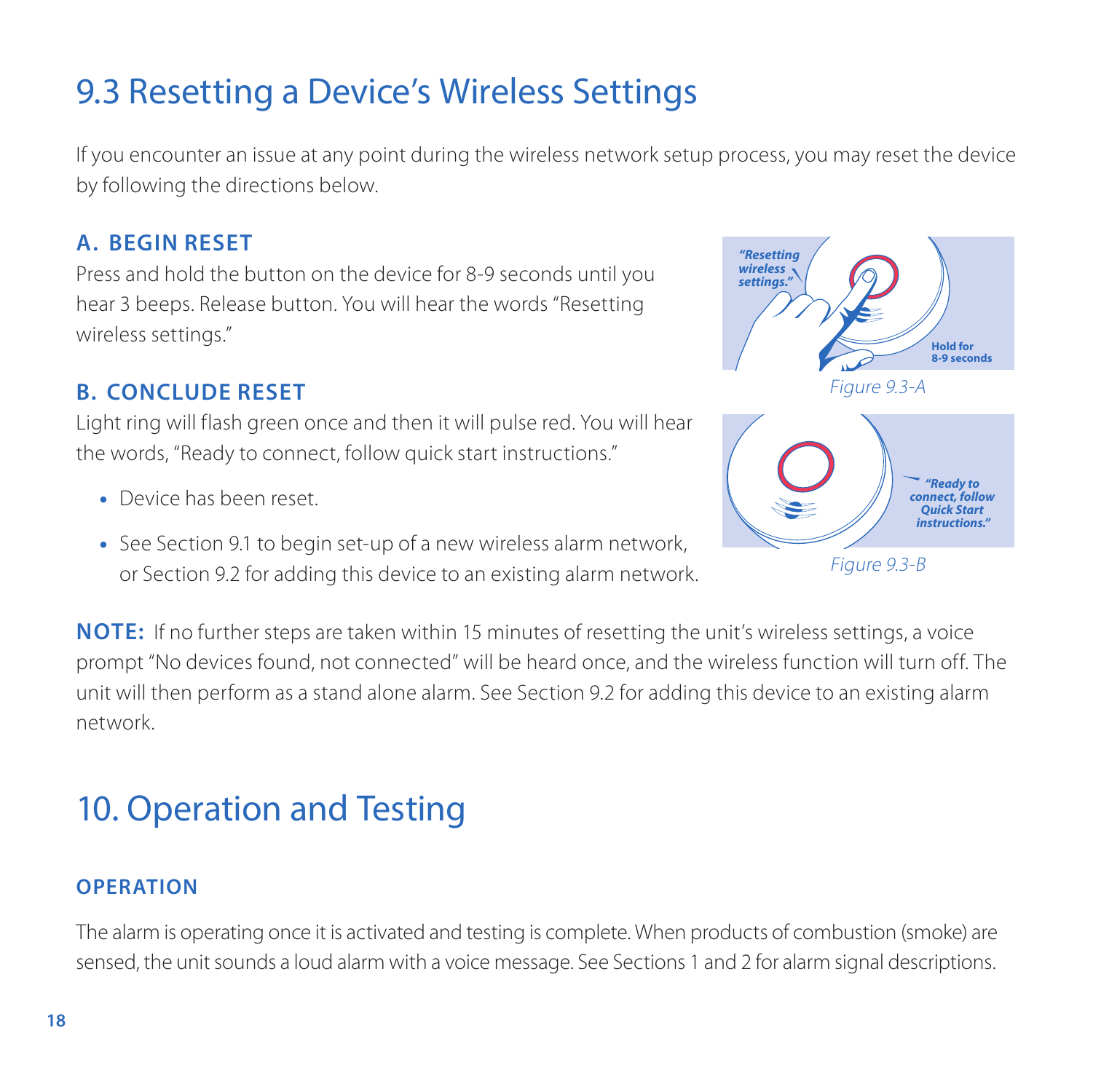# 9.3 Resetting a Device's Wireless Settings

If you encounter an issue at any point during the wireless network setup process, you may reset the device by following the directions below.

### A. BEGIN RESET

Press and hold the button on the device for 8-9 seconds until you hear 3 beeps. Release button. You will hear the words "Resetting wireless settings."

*"Resetting wireless settings."*

**Hold for 8-9 seconds**

*Figure 9.3-A*

### B. CONCLUDE RESET

Light ring will flash green once and then it will pulse red. You will hear the words, "Ready to connect, follow quick start instructions."

- Device has been reset.
- See Section 9.1 to begin set-up of a new wireless alarm network, or Section 9.2 for adding this device to an existing alarm network.

*"Ready to connect, follow Quick Start instructions."*

*Figure 9.3-B*

**NOTE:** If no further steps are taken within 15 minutes of resetting the unit's wireless settings, a voice prompt "No devices found, not connected" will be heard once, and the wireless function will turn off. The unit will then perform as a stand alone alarm. See Section 9.2 for adding this device to an existing alarm network.

# 10. Operation and Testing

### OPERATION

The alarm is operating once it is activated and testing is complete. When products of combustion (smoke) are sensed, the unit sounds a loud alarm with a voice message. See Sections 1 and 2 for alarm signal descriptions.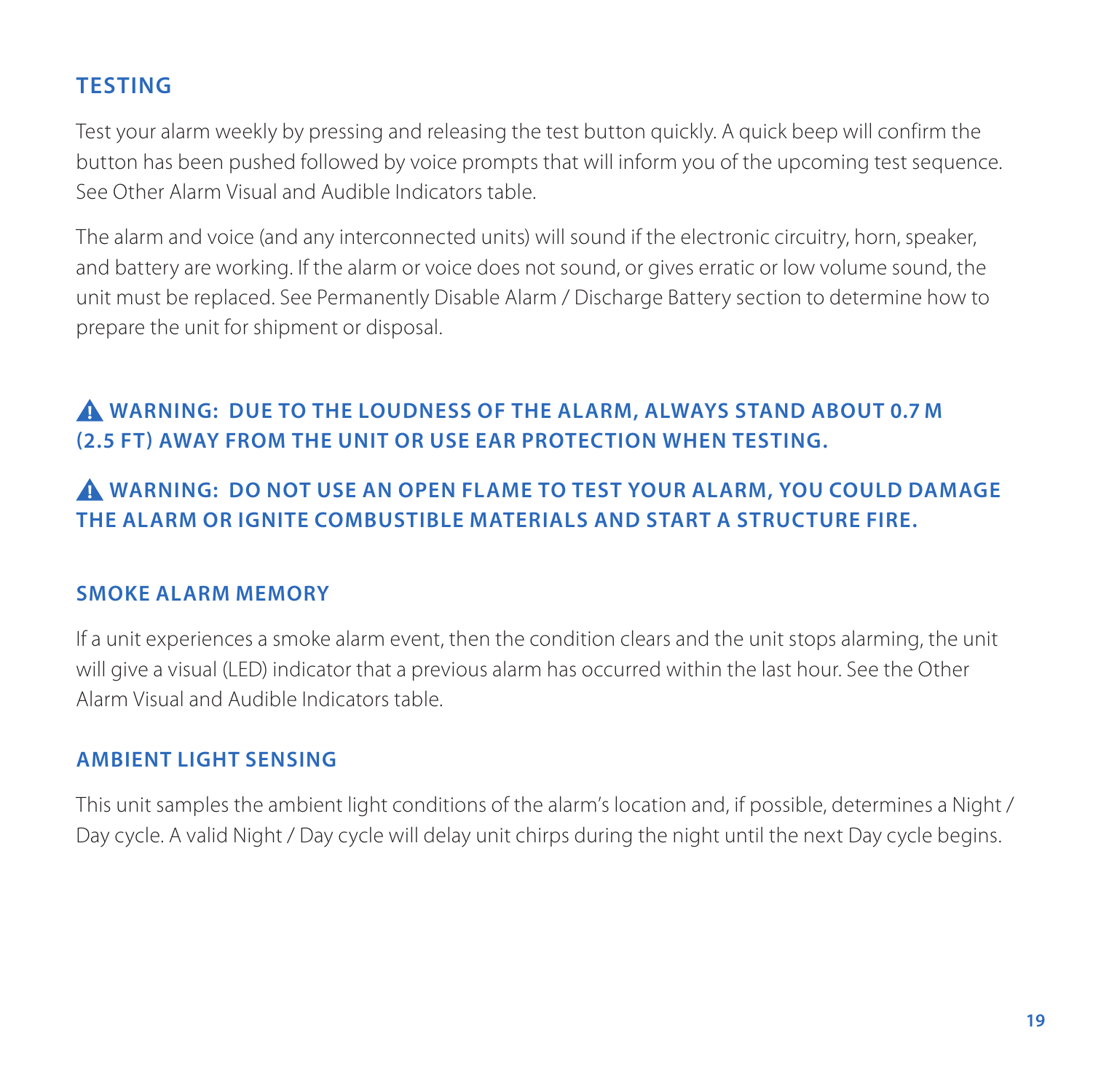## TESTING

Test your alarm weekly by pressing and releasing the test button quickly. A quick beep will confirm the button has been pushed followed by voice prompts that will inform you of the upcoming test sequence. See Other Alarm Visual and Audible Indicators table.

The alarm and voice (and any interconnected units) will sound if the electronic circuitry, horn, speaker, and battery are working. If the alarm or voice does not sound, or gives erratic or low volume sound, the unit must be replaced. See Permanently Disable Alarm / Discharge Battery section to determine how to prepare the unit for shipment or disposal.

**⚠ WARNING: DUE TO THE LOUDNESS OF THE ALARM, ALWAYS STAND ABOUT 0.7 M (2.5 FT) AWAY FROM THE UNIT OR USE EAR PROTECTION WHEN TESTING.**

**⚠ WARNING: DO NOT USE AN OPEN FLAME TO TEST YOUR ALARM, YOU COULD DAMAGE THE ALARM OR IGNITE COMBUSTIBLE MATERIALS AND START A STRUCTURE FIRE.**

### SMOKE ALARM MEMORY

If a unit experiences a smoke alarm event, then the condition clears and the unit stops alarming, the unit will give a visual (LED) indicator that a previous alarm has occurred within the last hour. See the Other Alarm Visual and Audible Indicators table.

### AMBIENT LIGHT SENSING

This unit samples the ambient light conditions of the alarm's location and, if possible, determines a Night / Day cycle. A valid Night / Day cycle will delay unit chirps during the night until the next Day cycle begins.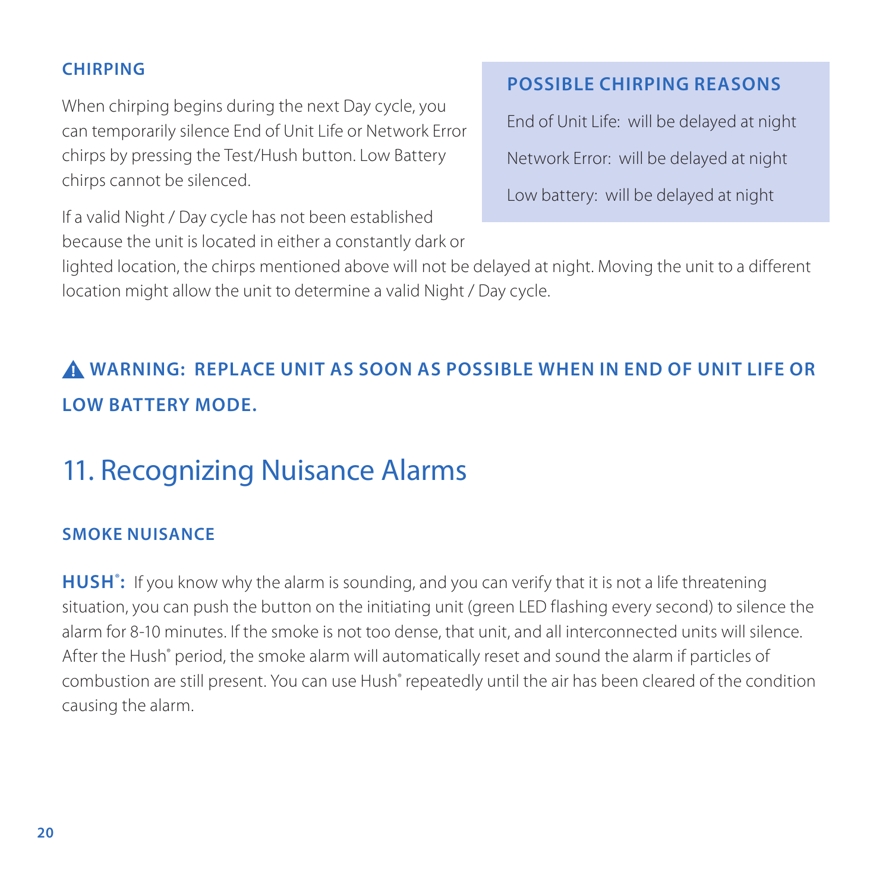### CHIRPING

When chirping begins during the next Day cycle, you can temporarily silence End of Unit Life or Network Error chirps by pressing the Test/Hush button. Low Battery chirps cannot be silenced.

If a valid Night / Day cycle has not been established because the unit is located in either a constantly dark or lighted location, the chirps mentioned above will not be delayed at night. Moving the unit to a different location might allow the unit to determine a valid Night / Day cycle.

**POSSIBLE CHIRPING REASONS**

End of Unit Life: will be delayed at night

Network Error: will be delayed at night

Low battery: will be delayed at night

**⚠ WARNING: REPLACE UNIT AS SOON AS POSSIBLE WHEN IN END OF UNIT LIFE OR LOW BATTERY MODE.**

## 11. Recognizing Nuisance Alarms

### SMOKE NUISANCE

**HUSH®:** If you know why the alarm is sounding, and you can verify that it is not a life threatening situation, you can push the button on the initiating unit (green LED flashing every second) to silence the alarm for 8-10 minutes. If the smoke is not too dense, that unit, and all interconnected units will silence. After the Hush® period, the smoke alarm will automatically reset and sound the alarm if particles of combustion are still present. You can use Hush® repeatedly until the air has been cleared of the condition causing the alarm.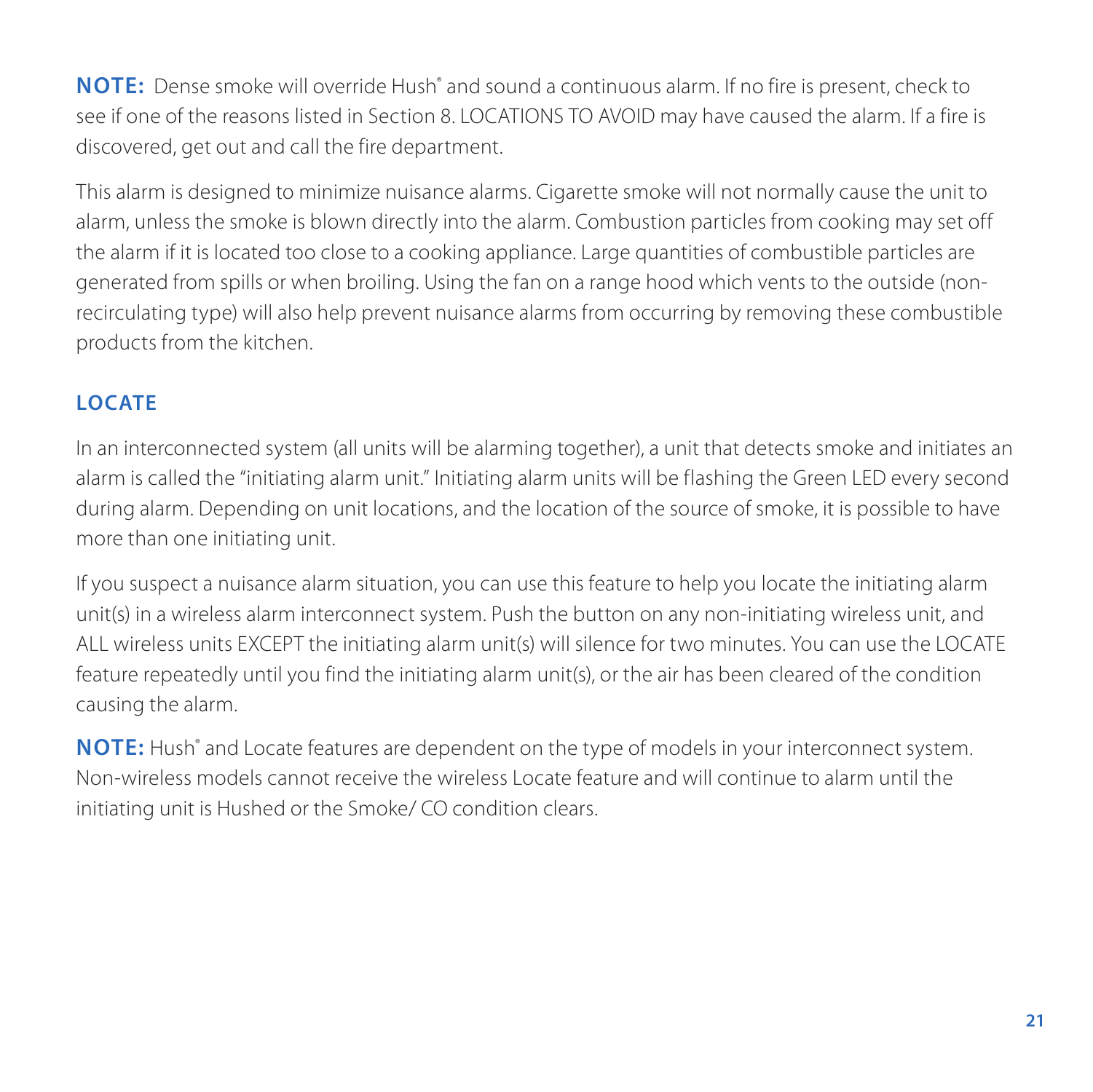**NOTE:** Dense smoke will override Hush® and sound a continuous alarm. If no fire is present, check to see if one of the reasons listed in Section 8. LOCATIONS TO AVOID may have caused the alarm. If a fire is discovered, get out and call the fire department.

This alarm is designed to minimize nuisance alarms. Cigarette smoke will not normally cause the unit to alarm, unless the smoke is blown directly into the alarm. Combustion particles from cooking may set off the alarm if it is located too close to a cooking appliance. Large quantities of combustible particles are generated from spills or when broiling. Using the fan on a range hood which vents to the outside (non-recirculating type) will also help prevent nuisance alarms from occurring by removing these combustible products from the kitchen.

## LOCATE

In an interconnected system (all units will be alarming together), a unit that detects smoke and initiates an alarm is called the "initiating alarm unit." Initiating alarm units will be flashing the Green LED every second during alarm. Depending on unit locations, and the location of the source of smoke, it is possible to have more than one initiating unit.

If you suspect a nuisance alarm situation, you can use this feature to help you locate the initiating alarm unit(s) in a wireless alarm interconnect system. Push the button on any non-initiating wireless unit, and ALL wireless units EXCEPT the initiating alarm unit(s) will silence for two minutes. You can use the LOCATE feature repeatedly until you find the initiating alarm unit(s), or the air has been cleared of the condition causing the alarm.

**NOTE:** Hush® and Locate features are dependent on the type of models in your interconnect system. Non-wireless models cannot receive the wireless Locate feature and will continue to alarm until the initiating unit is Hushed or the Smoke/ CO condition clears.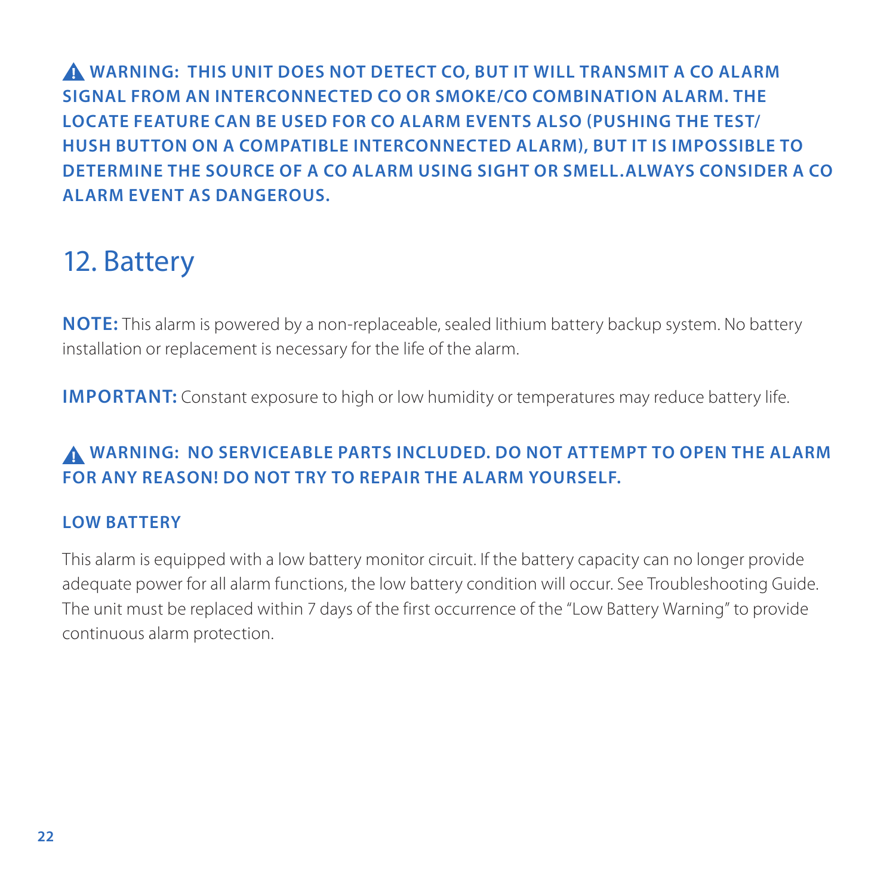**⚠ WARNING: THIS UNIT DOES NOT DETECT CO, BUT IT WILL TRANSMIT A CO ALARM SIGNAL FROM AN INTERCONNECTED CO OR SMOKE/CO COMBINATION ALARM. THE LOCATE FEATURE CAN BE USED FOR CO ALARM EVENTS ALSO (PUSHING THE TEST/HUSH BUTTON ON A COMPATIBLE INTERCONNECTED ALARM), BUT IT IS IMPOSSIBLE TO DETERMINE THE SOURCE OF A CO ALARM USING SIGHT OR SMELL. ALWAYS CONSIDER A CO ALARM EVENT AS DANGEROUS.**

# 12. Battery

**NOTE:** This alarm is powered by a non-replaceable, sealed lithium battery backup system. No battery installation or replacement is necessary for the life of the alarm.

**IMPORTANT:** Constant exposure to high or low humidity or temperatures may reduce battery life.

**⚠ WARNING: NO SERVICEABLE PARTS INCLUDED. DO NOT ATTEMPT TO OPEN THE ALARM FOR ANY REASON! DO NOT TRY TO REPAIR THE ALARM YOURSELF.**

### LOW BATTERY

This alarm is equipped with a low battery monitor circuit. If the battery capacity can no longer provide adequate power for all alarm functions, the low battery condition will occur. See Troubleshooting Guide. The unit must be replaced within 7 days of the first occurrence of the "Low Battery Warning" to provide continuous alarm protection.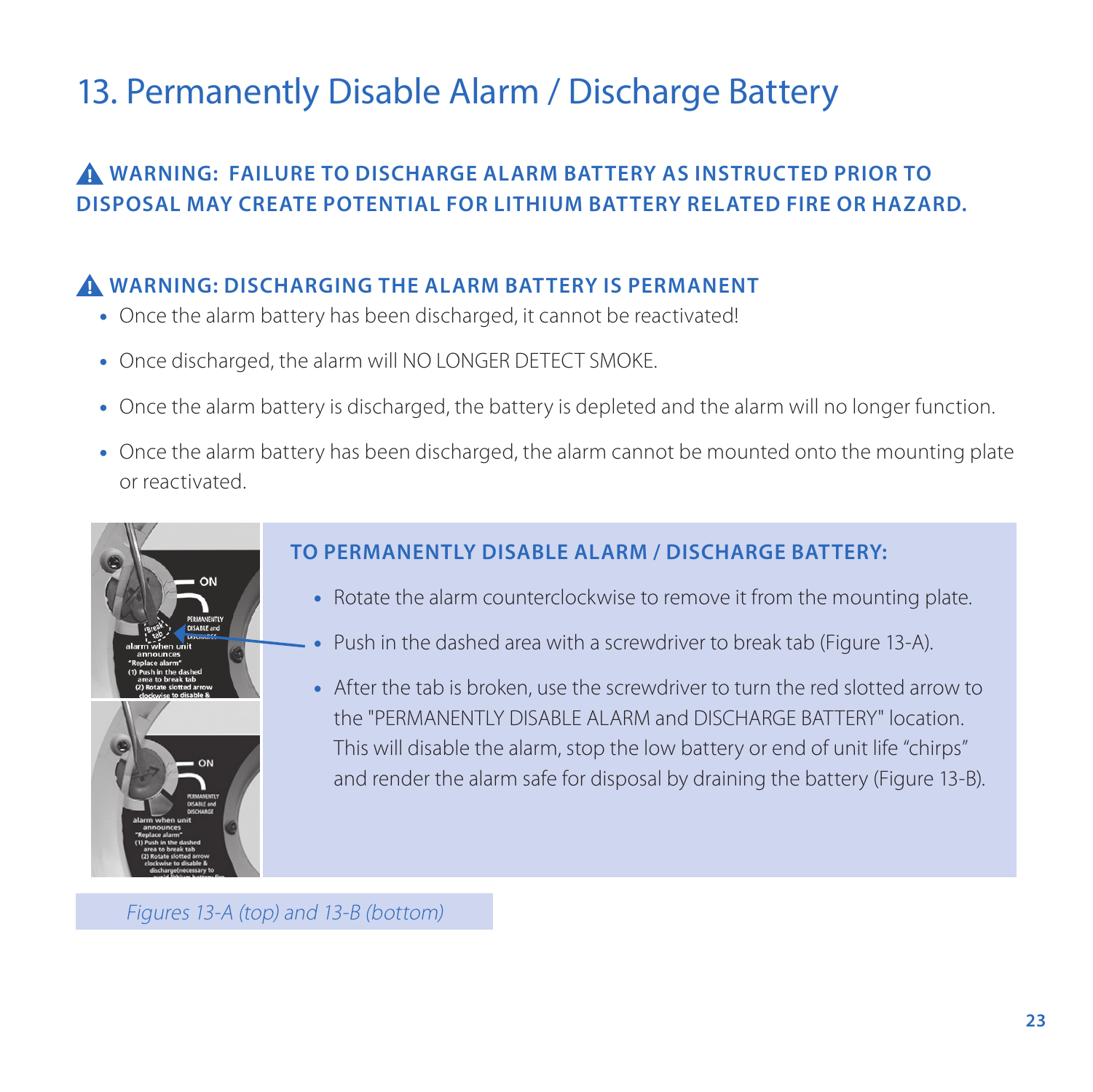# 13. Permanently Disable Alarm / Discharge Battery

**⚠ WARNING: FAILURE TO DISCHARGE ALARM BATTERY AS INSTRUCTED PRIOR TO DISPOSAL MAY CREATE POTENTIAL FOR LITHIUM BATTERY RELATED FIRE OR HAZARD.**

**⚠ WARNING: DISCHARGING THE ALARM BATTERY IS PERMANENT**

- Once the alarm battery has been discharged, it cannot be reactivated!
- Once discharged, the alarm will NO LONGER DETECT SMOKE.
- Once the alarm battery is discharged, the battery is depleted and the alarm will no longer function.
- Once the alarm battery has been discharged, the alarm cannot be mounted onto the mounting plate or reactivated.

**TO PERMANENTLY DISABLE ALARM / DISCHARGE BATTERY:**

- Rotate the alarm counterclockwise to remove it from the mounting plate.
- Push in the dashed area with a screwdriver to break tab (Figure 13-A).
- After the tab is broken, use the screwdriver to turn the red slotted arrow to the "PERMANENTLY DISABLE ALARM and DISCHARGE BATTERY" location. This will disable the alarm, stop the low battery or end of unit life "chirps" and render the alarm safe for disposal by draining the battery (Figure 13-B).

*Figures 13-A (top) and 13-B (bottom)*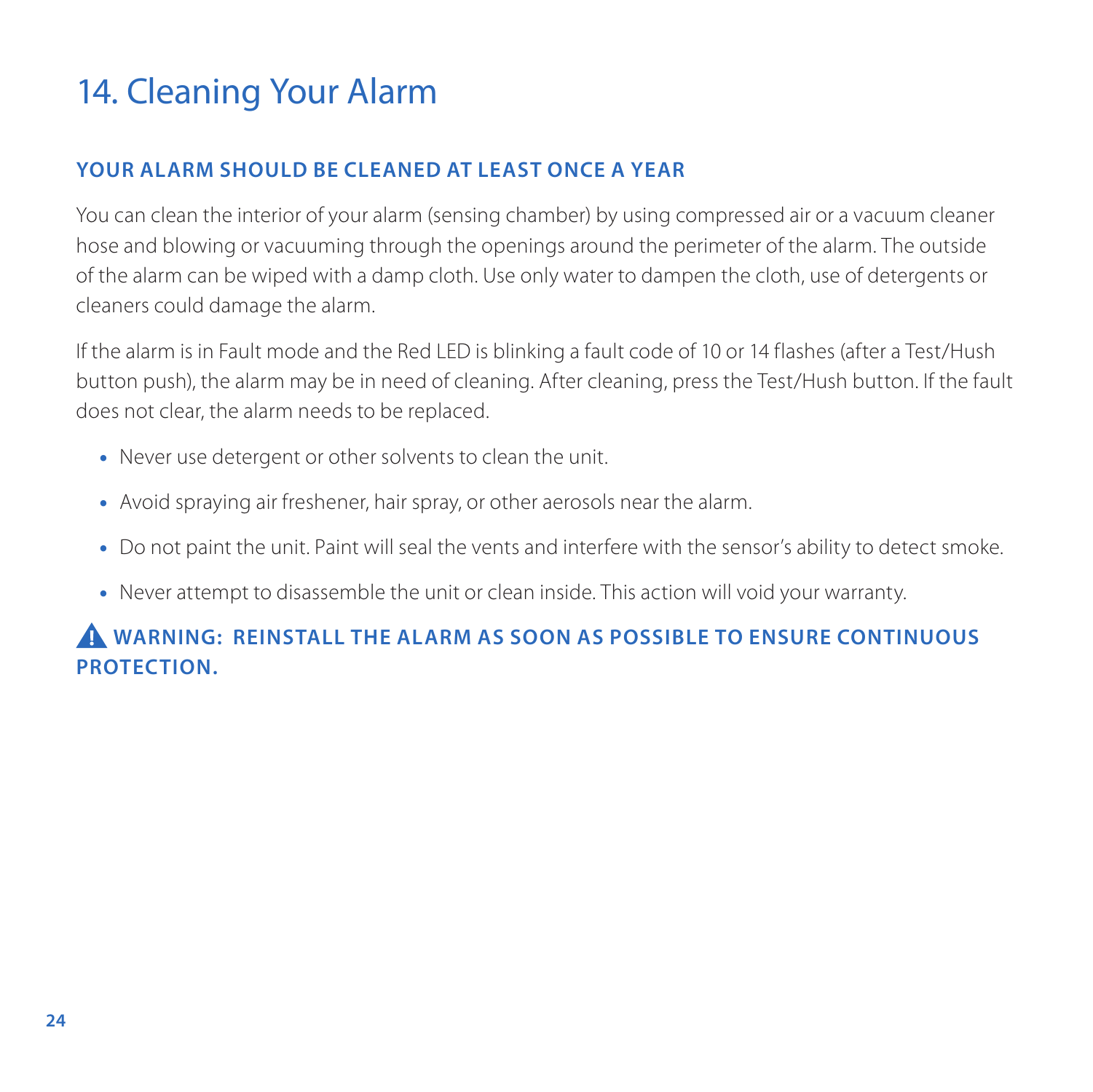# 14. Cleaning Your Alarm

## YOUR ALARM SHOULD BE CLEANED AT LEAST ONCE A YEAR

You can clean the interior of your alarm (sensing chamber) by using compressed air or a vacuum cleaner hose and blowing or vacuuming through the openings around the perimeter of the alarm. The outside of the alarm can be wiped with a damp cloth. Use only water to dampen the cloth, use of detergents or cleaners could damage the alarm.

If the alarm is in Fault mode and the Red LED is blinking a fault code of 10 or 14 flashes (after a Test/Hush button push), the alarm may be in need of cleaning. After cleaning, press the Test/Hush button. If the fault does not clear, the alarm needs to be replaced.

- Never use detergent or other solvents to clean the unit.
- Avoid spraying air freshener, hair spray, or other aerosols near the alarm.
- Do not paint the unit. Paint will seal the vents and interfere with the sensor's ability to detect smoke.
- Never attempt to disassemble the unit or clean inside. This action will void your warranty.

**⚠ WARNING: REINSTALL THE ALARM AS SOON AS POSSIBLE TO ENSURE CONTINUOUS PROTECTION.**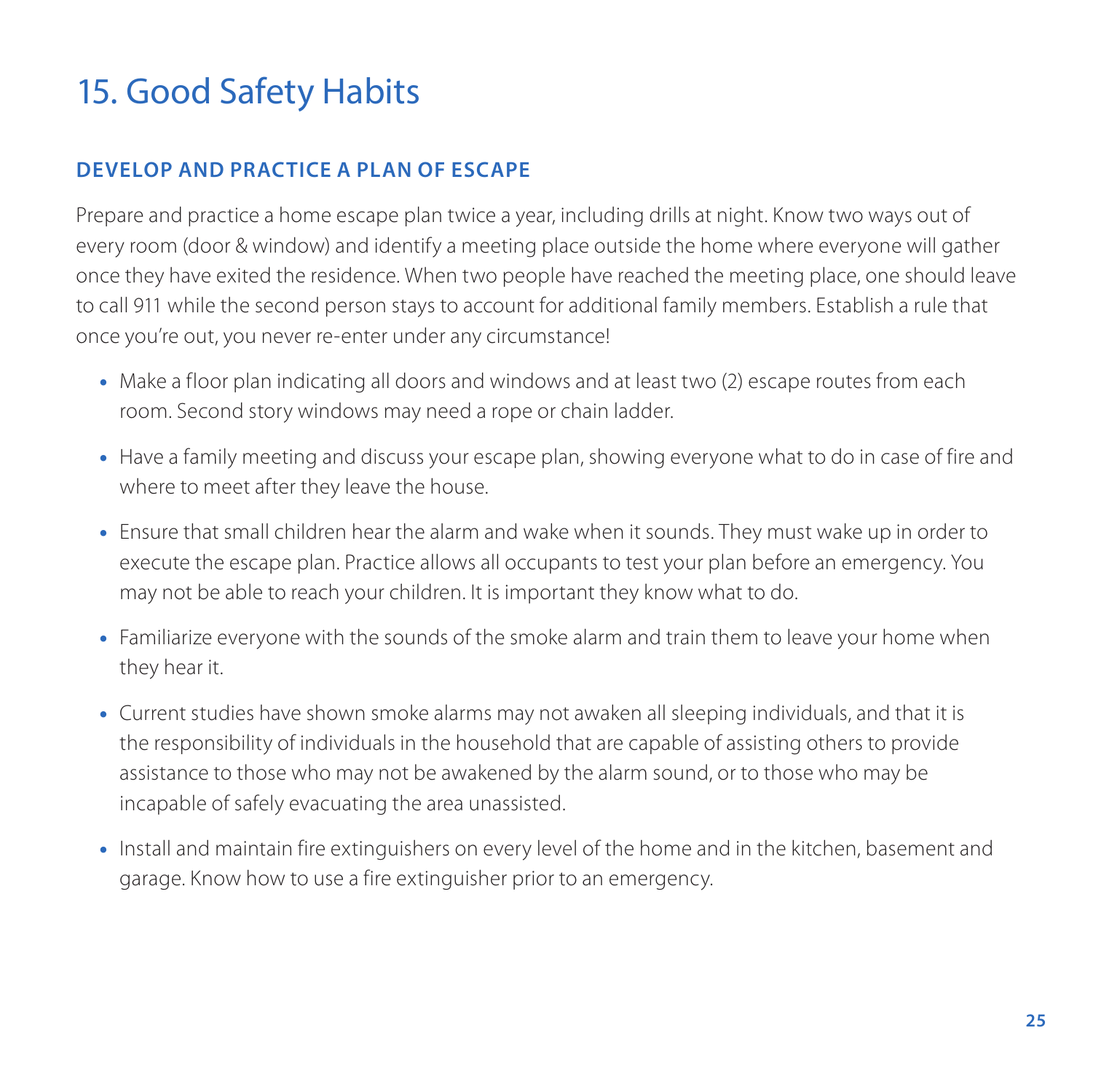# 15. Good Safety Habits

## DEVELOP AND PRACTICE A PLAN OF ESCAPE

Prepare and practice a home escape plan twice a year, including drills at night. Know two ways out of every room (door & window) and identify a meeting place outside the home where everyone will gather once they have exited the residence. When two people have reached the meeting place, one should leave to call 911 while the second person stays to account for additional family members. Establish a rule that once you're out, you never re-enter under any circumstance!

- Make a floor plan indicating all doors and windows and at least two (2) escape routes from each room. Second story windows may need a rope or chain ladder.
- Have a family meeting and discuss your escape plan, showing everyone what to do in case of fire and where to meet after they leave the house.
- Ensure that small children hear the alarm and wake when it sounds. They must wake up in order to execute the escape plan. Practice allows all occupants to test your plan before an emergency. You may not be able to reach your children. It is important they know what to do.
- Familiarize everyone with the sounds of the smoke alarm and train them to leave your home when they hear it.
- Current studies have shown smoke alarms may not awaken all sleeping individuals, and that it is the responsibility of individuals in the household that are capable of assisting others to provide assistance to those who may not be awakened by the alarm sound, or to those who may be incapable of safely evacuating the area unassisted.
- Install and maintain fire extinguishers on every level of the home and in the kitchen, basement and garage. Know how to use a fire extinguisher prior to an emergency.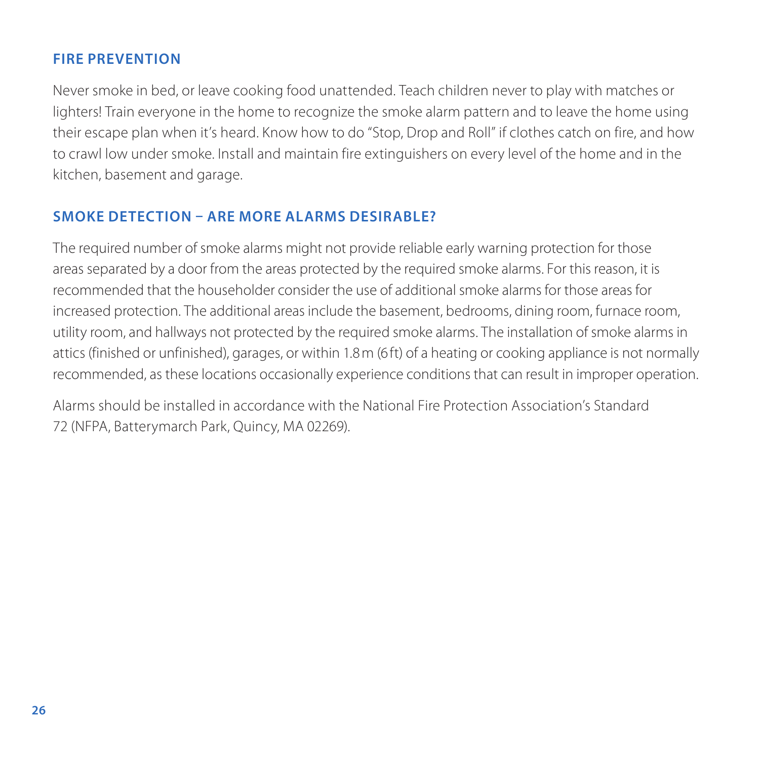## FIRE PREVENTION

Never smoke in bed, or leave cooking food unattended. Teach children never to play with matches or lighters! Train everyone in the home to recognize the smoke alarm pattern and to leave the home using their escape plan when it's heard. Know how to do "Stop, Drop and Roll" if clothes catch on fire, and how to crawl low under smoke. Install and maintain fire extinguishers on every level of the home and in the kitchen, basement and garage.

## SMOKE DETECTION – ARE MORE ALARMS DESIRABLE?

The required number of smoke alarms might not provide reliable early warning protection for those areas separated by a door from the areas protected by the required smoke alarms. For this reason, it is recommended that the householder consider the use of additional smoke alarms for those areas for increased protection. The additional areas include the basement, bedrooms, dining room, furnace room, utility room, and hallways not protected by the required smoke alarms. The installation of smoke alarms in attics (finished or unfinished), garages, or within 1.8 m (6 ft) of a heating or cooking appliance is not normally recommended, as these locations occasionally experience conditions that can result in improper operation.

Alarms should be installed in accordance with the National Fire Protection Association's Standard 72 (NFPA, Batterymarch Park, Quincy, MA 02269).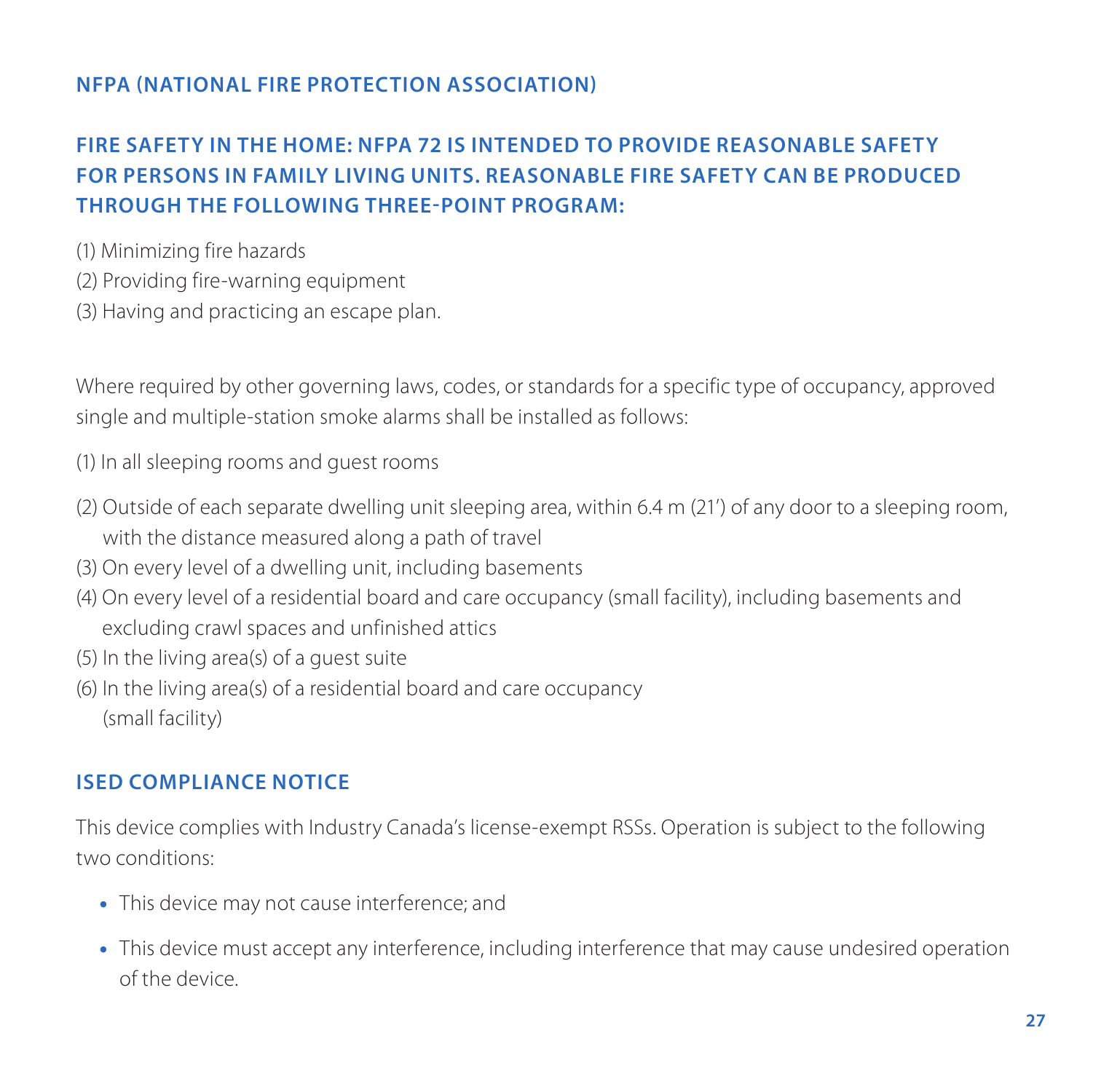## NFPA (NATIONAL FIRE PROTECTION ASSOCIATION)

### FIRE SAFETY IN THE HOME: NFPA 72 IS INTENDED TO PROVIDE REASONABLE SAFETY FOR PERSONS IN FAMILY LIVING UNITS. REASONABLE FIRE SAFETY CAN BE PRODUCED THROUGH THE FOLLOWING THREE-POINT PROGRAM:

(1) Minimizing fire hazards
(2) Providing fire-warning equipment
(3) Having and practicing an escape plan.

Where required by other governing laws, codes, or standards for a specific type of occupancy, approved single and multiple-station smoke alarms shall be installed as follows:

(1) In all sleeping rooms and guest rooms

(2) Outside of each separate dwelling unit sleeping area, within 6.4 m (21') of any door to a sleeping room, with the distance measured along a path of travel
(3) On every level of a dwelling unit, including basements
(4) On every level of a residential board and care occupancy (small facility), including basements and excluding crawl spaces and unfinished attics
(5) In the living area(s) of a guest suite
(6) In the living area(s) of a residential board and care occupancy (small facility)

## ISED COMPLIANCE NOTICE

This device complies with Industry Canada's license-exempt RSSs. Operation is subject to the following two conditions:

- This device may not cause interference; and
- This device must accept any interference, including interference that may cause undesired operation of the device.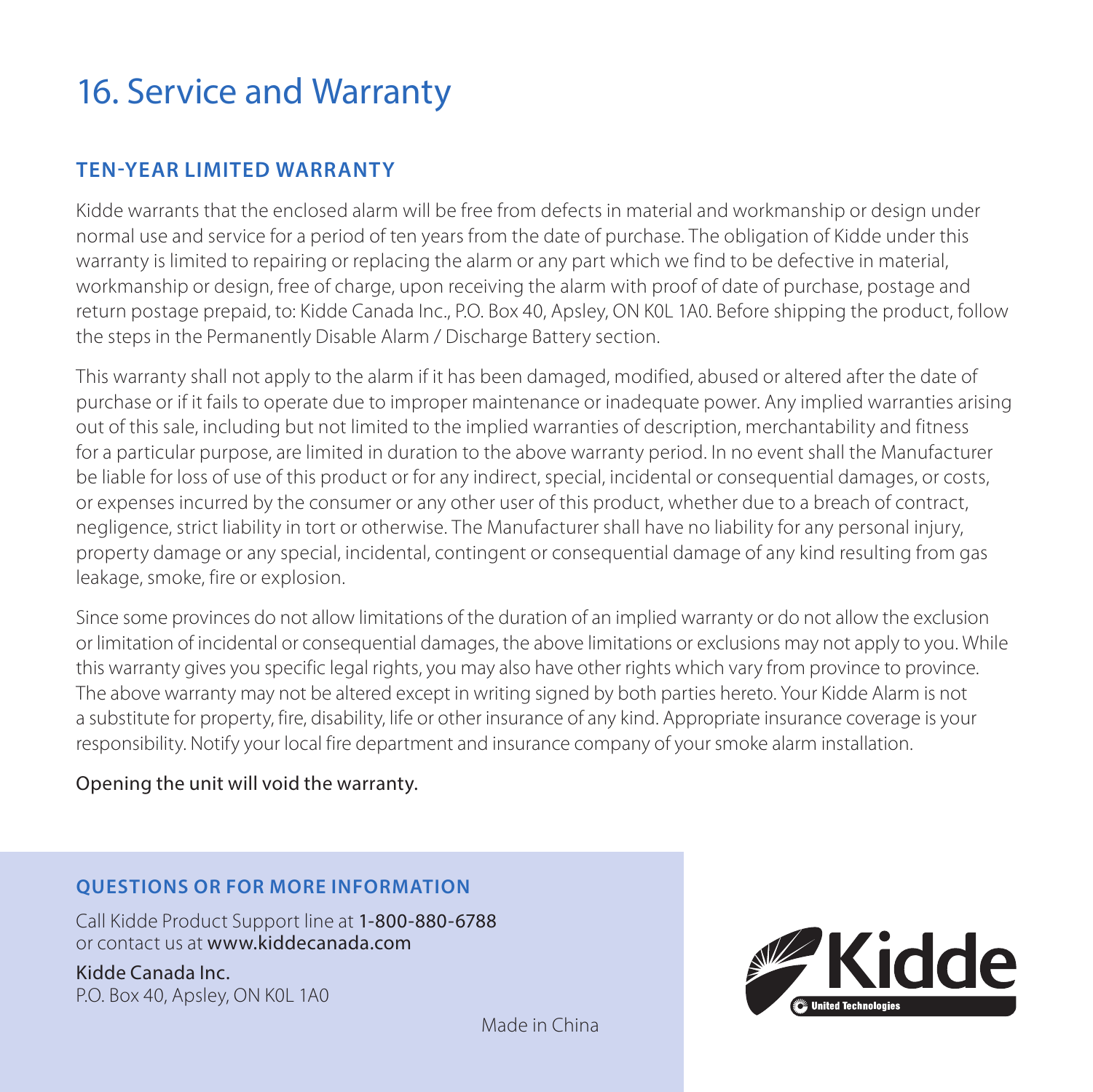# 16. Service and Warranty

## TEN-YEAR LIMITED WARRANTY

Kidde warrants that the enclosed alarm will be free from defects in material and workmanship or design under normal use and service for a period of ten years from the date of purchase. The obligation of Kidde under this warranty is limited to repairing or replacing the alarm or any part which we find to be defective in material, workmanship or design, free of charge, upon receiving the alarm with proof of date of purchase, postage and return postage prepaid, to: Kidde Canada Inc., P.O. Box 40, Apsley, ON K0L 1A0. Before shipping the product, follow the steps in the Permanently Disable Alarm / Discharge Battery section.

This warranty shall not apply to the alarm if it has been damaged, modified, abused or altered after the date of purchase or if it fails to operate due to improper maintenance or inadequate power. Any implied warranties arising out of this sale, including but not limited to the implied warranties of description, merchantability and fitness for a particular purpose, are limited in duration to the above warranty period. In no event shall the Manufacturer be liable for loss of use of this product or for any indirect, special, incidental or consequential damages, or costs, or expenses incurred by the consumer or any other user of this product, whether due to a breach of contract, negligence, strict liability in tort or otherwise. The Manufacturer shall have no liability for any personal injury, property damage or any special, incidental, contingent or consequential damage of any kind resulting from gas leakage, smoke, fire or explosion.

Since some provinces do not allow limitations of the duration of an implied warranty or do not allow the exclusion or limitation of incidental or consequential damages, the above limitations or exclusions may not apply to you. While this warranty gives you specific legal rights, you may also have other rights which vary from province to province. The above warranty may not be altered except in writing signed by both parties hereto. Your Kidde Alarm is not a substitute for property, fire, disability, life or other insurance of any kind. Appropriate insurance coverage is your responsibility. Notify your local fire department and insurance company of your smoke alarm installation.

Opening the unit will void the warranty.

## QUESTIONS OR FOR MORE INFORMATION

Call Kidde Product Support line at 1-800-880-6788
or contact us at www.kiddecanada.com

Kidde Canada Inc.
P.O. Box 40, Apsley, ON K0L 1A0

Made in China

Kidde
United Technologies